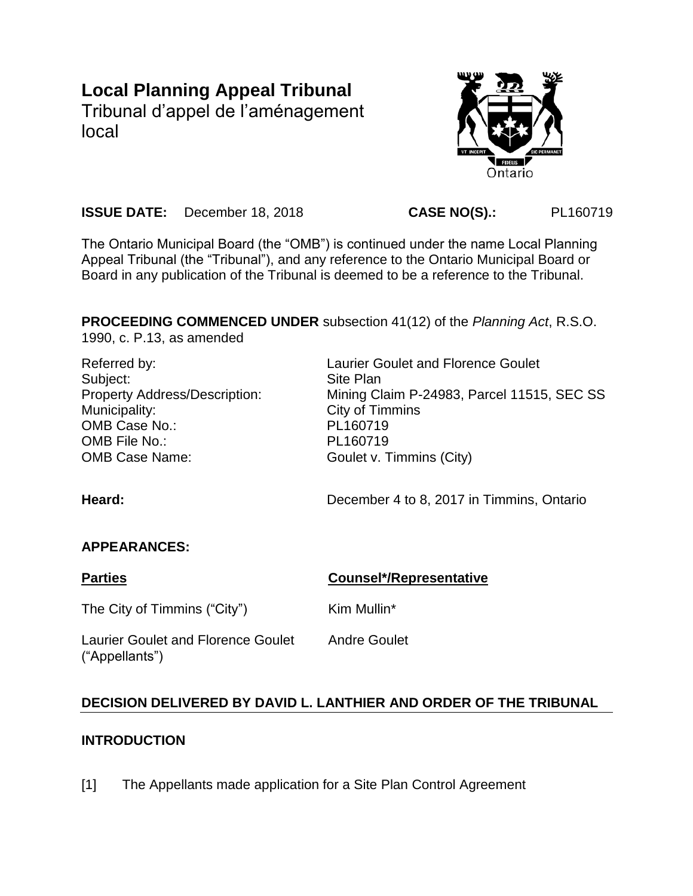# Local Planning Appeal Tribunal

Tribunal d'appel de l'aménagement local

**ISSUE DATE:** December 18, 2018 **CASE NO(S).:** PL160719

The Ontario Municipal Board (the "OMB") is continued under the name Local Planning Appeal Tribunal (the "Tribunal"), and any reference to the Ontario Municipal Board or Board in any publication of the Tribunal is deemed to be a reference to the Tribunal.

**PROCEEDING COMMENCED UNDER** subsection 41(12) of the *Planning Act*, R.S.O. 1990, c. P.13, as amended

| | |
|---|---|
| Referred by: | Laurier Goulet and Florence Goulet |
| Subject: | Site Plan |
| Property Address/Description: | Mining Claim P-24983, Parcel 11515, SEC SS |
| Municipality: | City of Timmins |
| OMB Case No.: | PL160719 |
| OMB File No.: | PL160719 |
| OMB Case Name: | Goulet v. Timmins (City) |

**Heard:** December 4 to 8, 2017 in Timmins, Ontario

**APPEARANCES:**

| **Parties** | **Counsel*/Representative** |
|---|---|
| The City of Timmins ("City") | Kim Mullin* |
| Laurier Goulet and Florence Goulet ("Appellants") | Andre Goulet |

## DECISION DELIVERED BY DAVID L. LANTHIER AND ORDER OF THE TRIBUNAL

### INTRODUCTION

[1] The Appellants made application for a Site Plan Control Agreement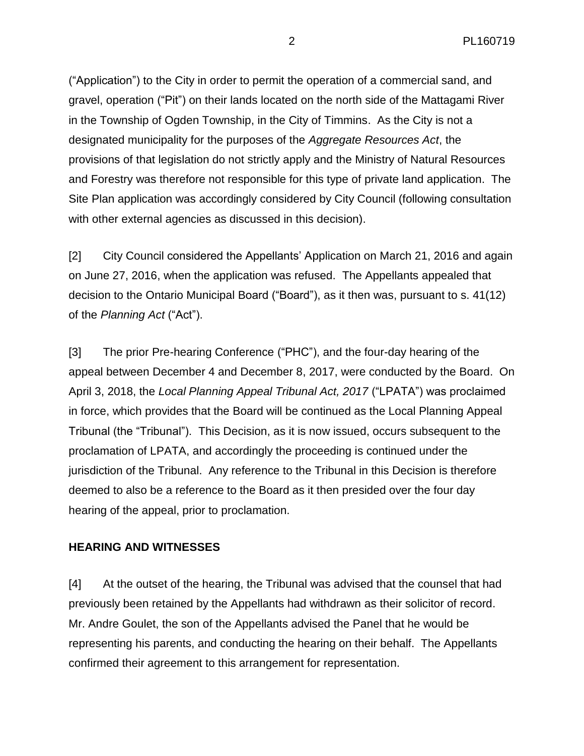(“Application”) to the City in order to permit the operation of a commercial sand, and gravel, operation (“Pit”) on their lands located on the north side of the Mattagami River in the Township of Ogden Township, in the City of Timmins. As the City is not a designated municipality for the purposes of the *Aggregate Resources Act*, the provisions of that legislation do not strictly apply and the Ministry of Natural Resources and Forestry was therefore not responsible for this type of private land application. The Site Plan application was accordingly considered by City Council (following consultation with other external agencies as discussed in this decision).

[2] City Council considered the Appellants’ Application on March 21, 2016 and again on June 27, 2016, when the application was refused. The Appellants appealed that decision to the Ontario Municipal Board (“Board”), as it then was, pursuant to s. 41(12) of the *Planning Act* (“Act”).

[3] The prior Pre-hearing Conference (“PHC”), and the four-day hearing of the appeal between December 4 and December 8, 2017, were conducted by the Board. On April 3, 2018, the *Local Planning Appeal Tribunal Act, 2017* (“LPATA”) was proclaimed in force, which provides that the Board will be continued as the Local Planning Appeal Tribunal (the “Tribunal”). This Decision, as it is now issued, occurs subsequent to the proclamation of LPATA, and accordingly the proceeding is continued under the jurisdiction of the Tribunal. Any reference to the Tribunal in this Decision is therefore deemed to also be a reference to the Board as it then presided over the four day hearing of the appeal, prior to proclamation.

**HEARING AND WITNESSES**

[4] At the outset of the hearing, the Tribunal was advised that the counsel that had previously been retained by the Appellants had withdrawn as their solicitor of record. Mr. Andre Goulet, the son of the Appellants advised the Panel that he would be representing his parents, and conducting the hearing on their behalf. The Appellants confirmed their agreement to this arrangement for representation.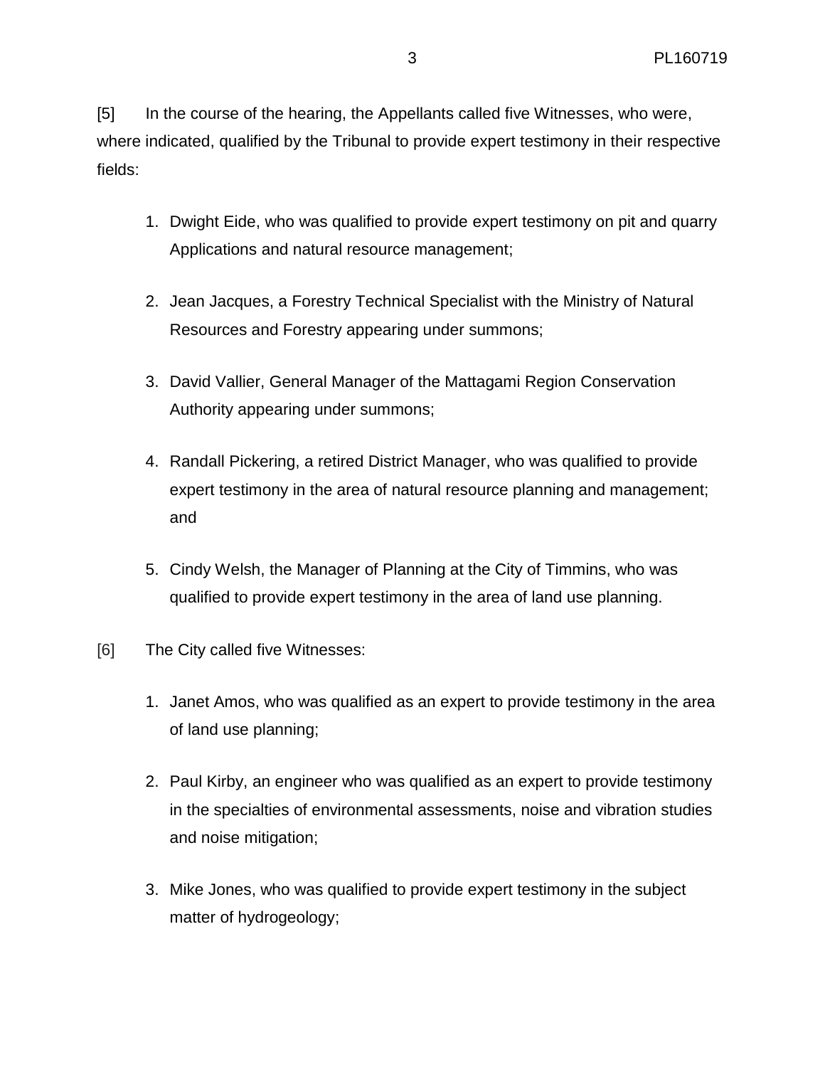[5] In the course of the hearing, the Appellants called five Witnesses, who were, where indicated, qualified by the Tribunal to provide expert testimony in their respective fields:

1. Dwight Eide, who was qualified to provide expert testimony on pit and quarry Applications and natural resource management;

2. Jean Jacques, a Forestry Technical Specialist with the Ministry of Natural Resources and Forestry appearing under summons;

3. David Vallier, General Manager of the Mattagami Region Conservation Authority appearing under summons;

4. Randall Pickering, a retired District Manager, who was qualified to provide expert testimony in the area of natural resource planning and management; and

5. Cindy Welsh, the Manager of Planning at the City of Timmins, who was qualified to provide expert testimony in the area of land use planning.

[6] The City called five Witnesses:

1. Janet Amos, who was qualified as an expert to provide testimony in the area of land use planning;

2. Paul Kirby, an engineer who was qualified as an expert to provide testimony in the specialties of environmental assessments, noise and vibration studies and noise mitigation;

3. Mike Jones, who was qualified to provide expert testimony in the subject matter of hydrogeology;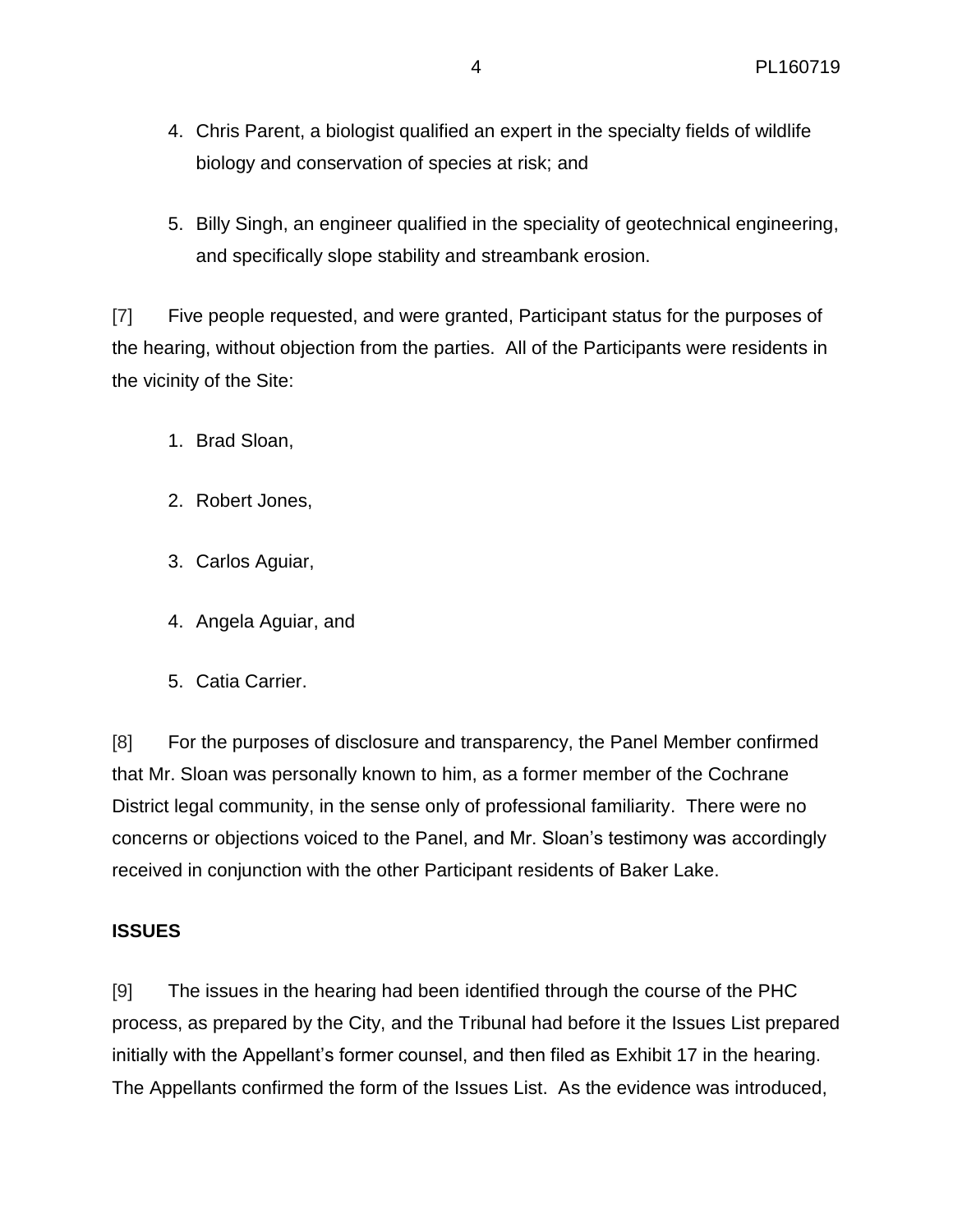4. Chris Parent, a biologist qualified an expert in the specialty fields of wildlife biology and conservation of species at risk; and

5. Billy Singh, an engineer qualified in the speciality of geotechnical engineering, and specifically slope stability and streambank erosion.

[7] Five people requested, and were granted, Participant status for the purposes of the hearing, without objection from the parties. All of the Participants were residents in the vicinity of the Site:

1. Brad Sloan,

2. Robert Jones,

3. Carlos Aguiar,

4. Angela Aguiar, and

5. Catia Carrier.

[8] For the purposes of disclosure and transparency, the Panel Member confirmed that Mr. Sloan was personally known to him, as a former member of the Cochrane District legal community, in the sense only of professional familiarity. There were no concerns or objections voiced to the Panel, and Mr. Sloan's testimony was accordingly received in conjunction with the other Participant residents of Baker Lake.

## ISSUES

[9] The issues in the hearing had been identified through the course of the PHC process, as prepared by the City, and the Tribunal had before it the Issues List prepared initially with the Appellant's former counsel, and then filed as Exhibit 17 in the hearing. The Appellants confirmed the form of the Issues List. As the evidence was introduced,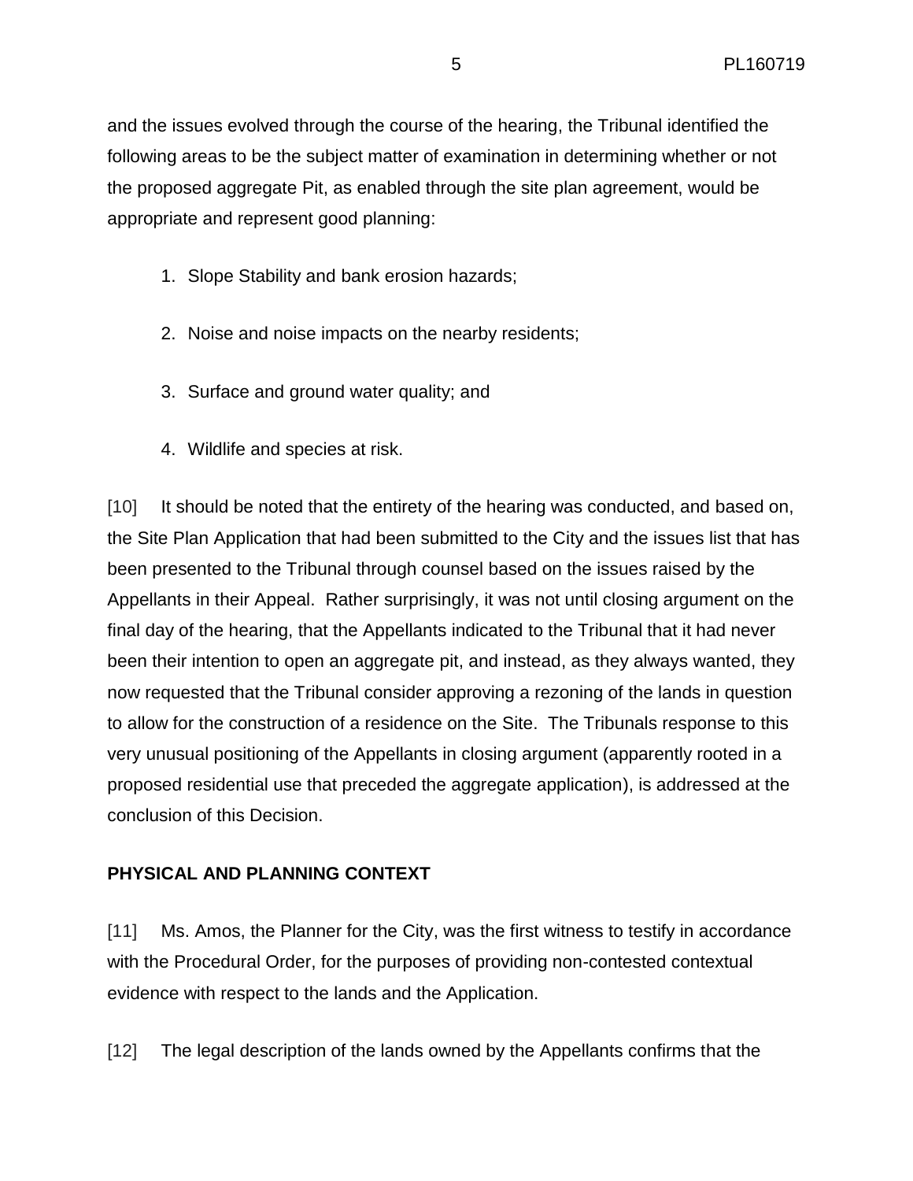and the issues evolved through the course of the hearing, the Tribunal identified the following areas to be the subject matter of examination in determining whether or not the proposed aggregate Pit, as enabled through the site plan agreement, would be appropriate and represent good planning:

1. Slope Stability and bank erosion hazards;
2. Noise and noise impacts on the nearby residents;
3. Surface and ground water quality; and
4. Wildlife and species at risk.

[10] It should be noted that the entirety of the hearing was conducted, and based on, the Site Plan Application that had been submitted to the City and the issues list that has been presented to the Tribunal through counsel based on the issues raised by the Appellants in their Appeal. Rather surprisingly, it was not until closing argument on the final day of the hearing, that the Appellants indicated to the Tribunal that it had never been their intention to open an aggregate pit, and instead, as they always wanted, they now requested that the Tribunal consider approving a rezoning of the lands in question to allow for the construction of a residence on the Site. The Tribunals response to this very unusual positioning of the Appellants in closing argument (apparently rooted in a proposed residential use that preceded the aggregate application), is addressed at the conclusion of this Decision.

## PHYSICAL AND PLANNING CONTEXT

[11] Ms. Amos, the Planner for the City, was the first witness to testify in accordance with the Procedural Order, for the purposes of providing non-contested contextual evidence with respect to the lands and the Application.

[12] The legal description of the lands owned by the Appellants confirms that the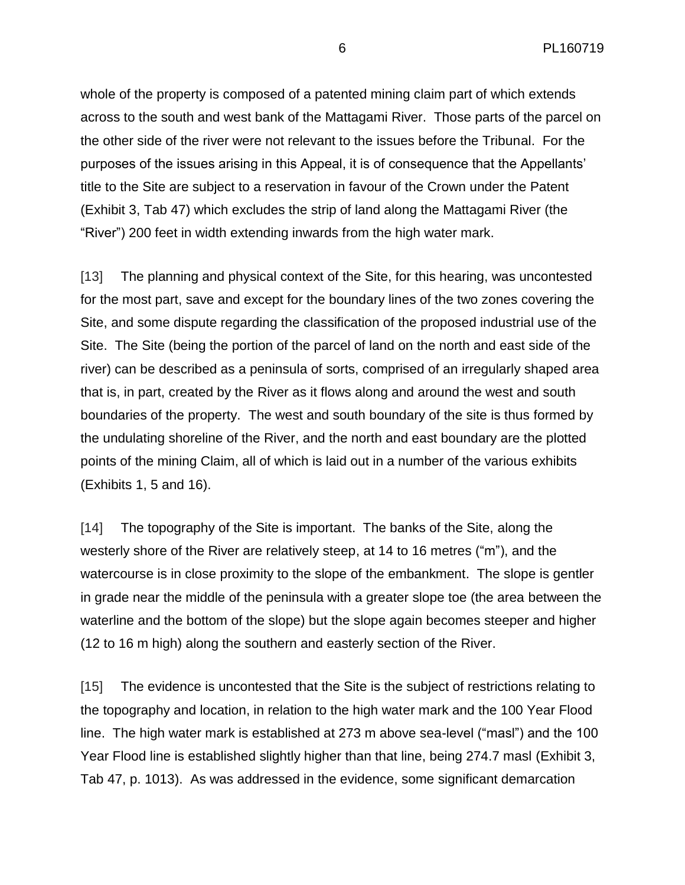whole of the property is composed of a patented mining claim part of which extends across to the south and west bank of the Mattagami River. Those parts of the parcel on the other side of the river were not relevant to the issues before the Tribunal. For the purposes of the issues arising in this Appeal, it is of consequence that the Appellants' title to the Site are subject to a reservation in favour of the Crown under the Patent (Exhibit 3, Tab 47) which excludes the strip of land along the Mattagami River (the "River") 200 feet in width extending inwards from the high water mark.

[13] The planning and physical context of the Site, for this hearing, was uncontested for the most part, save and except for the boundary lines of the two zones covering the Site, and some dispute regarding the classification of the proposed industrial use of the Site. The Site (being the portion of the parcel of land on the north and east side of the river) can be described as a peninsula of sorts, comprised of an irregularly shaped area that is, in part, created by the River as it flows along and around the west and south boundaries of the property. The west and south boundary of the site is thus formed by the undulating shoreline of the River, and the north and east boundary are the plotted points of the mining Claim, all of which is laid out in a number of the various exhibits (Exhibits 1, 5 and 16).

[14] The topography of the Site is important. The banks of the Site, along the westerly shore of the River are relatively steep, at 14 to 16 metres ("m"), and the watercourse is in close proximity to the slope of the embankment. The slope is gentler in grade near the middle of the peninsula with a greater slope toe (the area between the waterline and the bottom of the slope) but the slope again becomes steeper and higher (12 to 16 m high) along the southern and easterly section of the River.

[15] The evidence is uncontested that the Site is the subject of restrictions relating to the topography and location, in relation to the high water mark and the 100 Year Flood line. The high water mark is established at 273 m above sea-level ("masl") and the 100 Year Flood line is established slightly higher than that line, being 274.7 masl (Exhibit 3, Tab 47, p. 1013). As was addressed in the evidence, some significant demarcation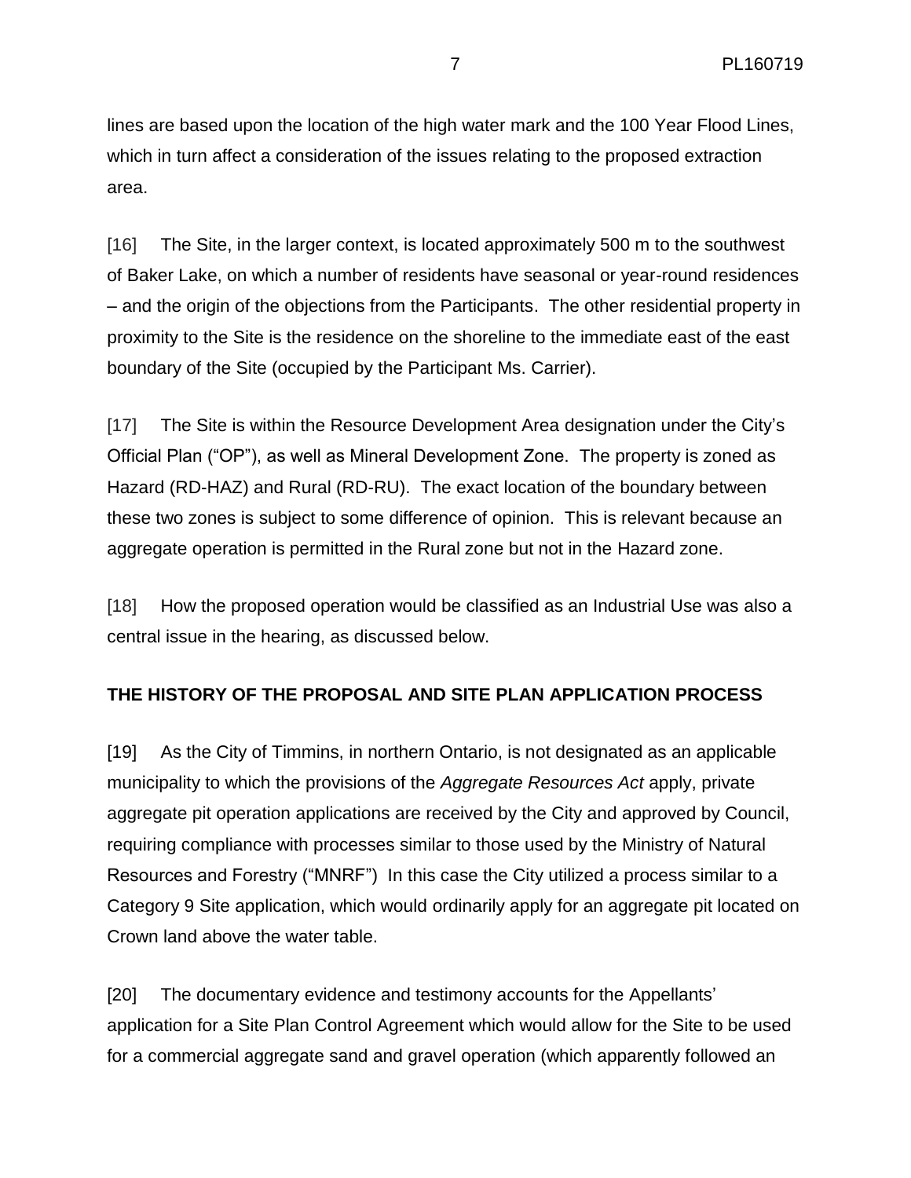lines are based upon the location of the high water mark and the 100 Year Flood Lines, which in turn affect a consideration of the issues relating to the proposed extraction area.

[16] The Site, in the larger context, is located approximately 500 m to the southwest of Baker Lake, on which a number of residents have seasonal or year-round residences – and the origin of the objections from the Participants. The other residential property in proximity to the Site is the residence on the shoreline to the immediate east of the east boundary of the Site (occupied by the Participant Ms. Carrier).

[17] The Site is within the Resource Development Area designation under the City's Official Plan ("OP"), as well as Mineral Development Zone. The property is zoned as Hazard (RD-HAZ) and Rural (RD-RU). The exact location of the boundary between these two zones is subject to some difference of opinion. This is relevant because an aggregate operation is permitted in the Rural zone but not in the Hazard zone.

[18] How the proposed operation would be classified as an Industrial Use was also a central issue in the hearing, as discussed below.

## THE HISTORY OF THE PROPOSAL AND SITE PLAN APPLICATION PROCESS

[19] As the City of Timmins, in northern Ontario, is not designated as an applicable municipality to which the provisions of the *Aggregate Resources Act* apply, private aggregate pit operation applications are received by the City and approved by Council, requiring compliance with processes similar to those used by the Ministry of Natural Resources and Forestry ("MNRF") In this case the City utilized a process similar to a Category 9 Site application, which would ordinarily apply for an aggregate pit located on Crown land above the water table.

[20] The documentary evidence and testimony accounts for the Appellants' application for a Site Plan Control Agreement which would allow for the Site to be used for a commercial aggregate sand and gravel operation (which apparently followed an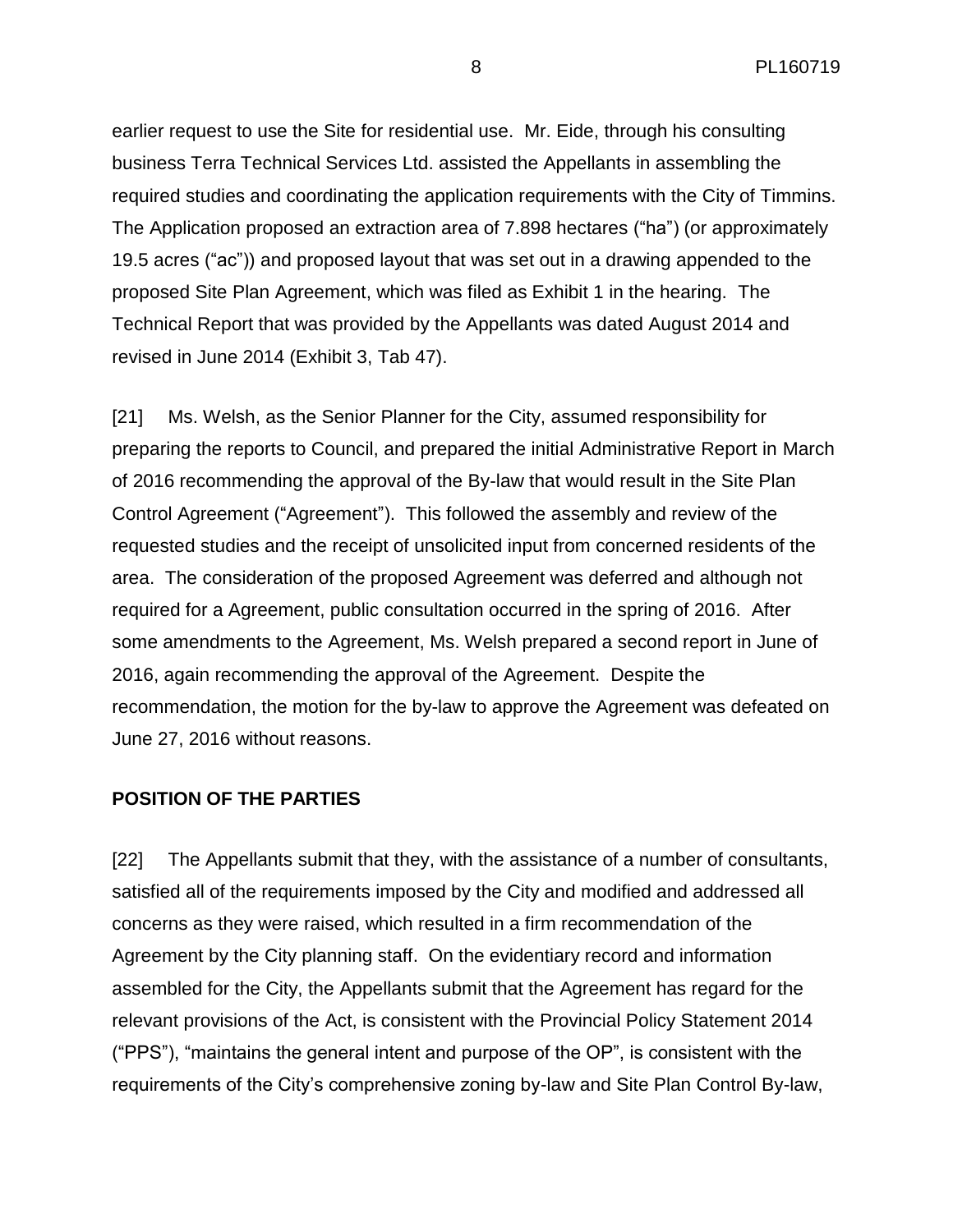earlier request to use the Site for residential use. Mr. Eide, through his consulting business Terra Technical Services Ltd. assisted the Appellants in assembling the required studies and coordinating the application requirements with the City of Timmins. The Application proposed an extraction area of 7.898 hectares ("ha") (or approximately 19.5 acres ("ac")) and proposed layout that was set out in a drawing appended to the proposed Site Plan Agreement, which was filed as Exhibit 1 in the hearing. The Technical Report that was provided by the Appellants was dated August 2014 and revised in June 2014 (Exhibit 3, Tab 47).

[21] Ms. Welsh, as the Senior Planner for the City, assumed responsibility for preparing the reports to Council, and prepared the initial Administrative Report in March of 2016 recommending the approval of the By-law that would result in the Site Plan Control Agreement ("Agreement"). This followed the assembly and review of the requested studies and the receipt of unsolicited input from concerned residents of the area. The consideration of the proposed Agreement was deferred and although not required for a Agreement, public consultation occurred in the spring of 2016. After some amendments to the Agreement, Ms. Welsh prepared a second report in June of 2016, again recommending the approval of the Agreement. Despite the recommendation, the motion for the by-law to approve the Agreement was defeated on June 27, 2016 without reasons.

## POSITION OF THE PARTIES

[22] The Appellants submit that they, with the assistance of a number of consultants, satisfied all of the requirements imposed by the City and modified and addressed all concerns as they were raised, which resulted in a firm recommendation of the Agreement by the City planning staff. On the evidentiary record and information assembled for the City, the Appellants submit that the Agreement has regard for the relevant provisions of the Act, is consistent with the Provincial Policy Statement 2014 ("PPS"), "maintains the general intent and purpose of the OP", is consistent with the requirements of the City's comprehensive zoning by-law and Site Plan Control By-law,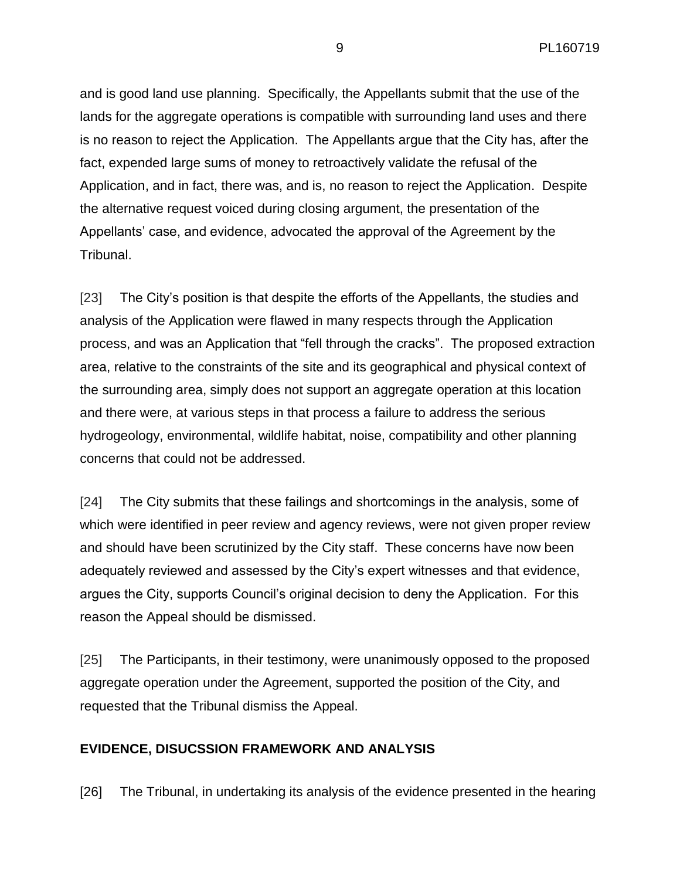and is good land use planning. Specifically, the Appellants submit that the use of the lands for the aggregate operations is compatible with surrounding land uses and there is no reason to reject the Application. The Appellants argue that the City has, after the fact, expended large sums of money to retroactively validate the refusal of the Application, and in fact, there was, and is, no reason to reject the Application. Despite the alternative request voiced during closing argument, the presentation of the Appellants' case, and evidence, advocated the approval of the Agreement by the Tribunal.

[23] The City's position is that despite the efforts of the Appellants, the studies and analysis of the Application were flawed in many respects through the Application process, and was an Application that "fell through the cracks". The proposed extraction area, relative to the constraints of the site and its geographical and physical context of the surrounding area, simply does not support an aggregate operation at this location and there were, at various steps in that process a failure to address the serious hydrogeology, environmental, wildlife habitat, noise, compatibility and other planning concerns that could not be addressed.

[24] The City submits that these failings and shortcomings in the analysis, some of which were identified in peer review and agency reviews, were not given proper review and should have been scrutinized by the City staff. These concerns have now been adequately reviewed and assessed by the City's expert witnesses and that evidence, argues the City, supports Council's original decision to deny the Application. For this reason the Appeal should be dismissed.

[25] The Participants, in their testimony, were unanimously opposed to the proposed aggregate operation under the Agreement, supported the position of the City, and requested that the Tribunal dismiss the Appeal.

## EVIDENCE, DISUCSSION FRAMEWORK AND ANALYSIS

[26] The Tribunal, in undertaking its analysis of the evidence presented in the hearing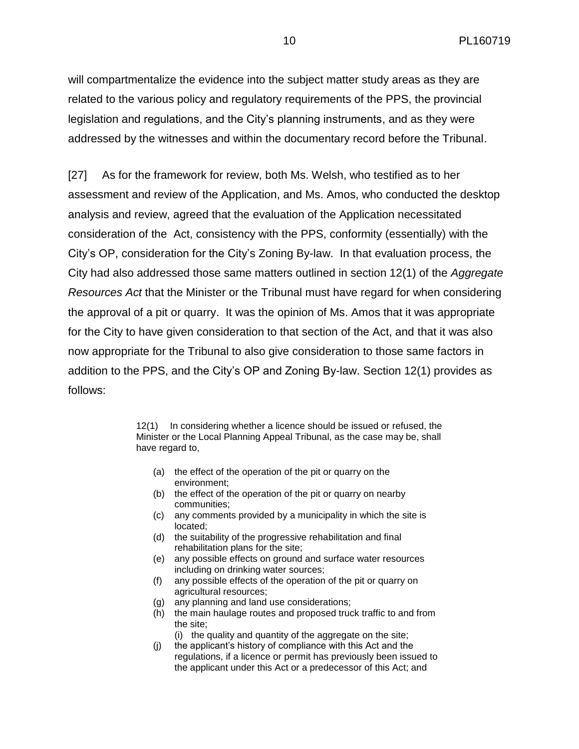will compartmentalize the evidence into the subject matter study areas as they are related to the various policy and regulatory requirements of the PPS, the provincial legislation and regulations, and the City's planning instruments, and as they were addressed by the witnesses and within the documentary record before the Tribunal.

[27] As for the framework for review, both Ms. Welsh, who testified as to her assessment and review of the Application, and Ms. Amos, who conducted the desktop analysis and review, agreed that the evaluation of the Application necessitated consideration of the Act, consistency with the PPS, conformity (essentially) with the City's OP, consideration for the City's Zoning By-law. In that evaluation process, the City had also addressed those same matters outlined in section 12(1) of the *Aggregate Resources Act* that the Minister or the Tribunal must have regard for when considering the approval of a pit or quarry. It was the opinion of Ms. Amos that it was appropriate for the City to have given consideration to that section of the Act, and that it was also now appropriate for the Tribunal to also give consideration to those same factors in addition to the PPS, and the City's OP and Zoning By-law. Section 12(1) provides as follows:

> 12(1) In considering whether a licence should be issued or refused, the Minister or the Local Planning Appeal Tribunal, as the case may be, shall have regard to,
>
> (a) the effect of the operation of the pit or quarry on the environment;
> (b) the effect of the operation of the pit or quarry on nearby communities;
> (c) any comments provided by a municipality in which the site is located;
> (d) the suitability of the progressive rehabilitation and final rehabilitation plans for the site;
> (e) any possible effects on ground and surface water resources including on drinking water sources;
> (f) any possible effects of the operation of the pit or quarry on agricultural resources;
> (g) any planning and land use considerations;
> (h) the main haulage routes and proposed truck traffic to and from the site;
> (i) the quality and quantity of the aggregate on the site;
> (j) the applicant's history of compliance with this Act and the regulations, if a licence or permit has previously been issued to the applicant under this Act or a predecessor of this Act; and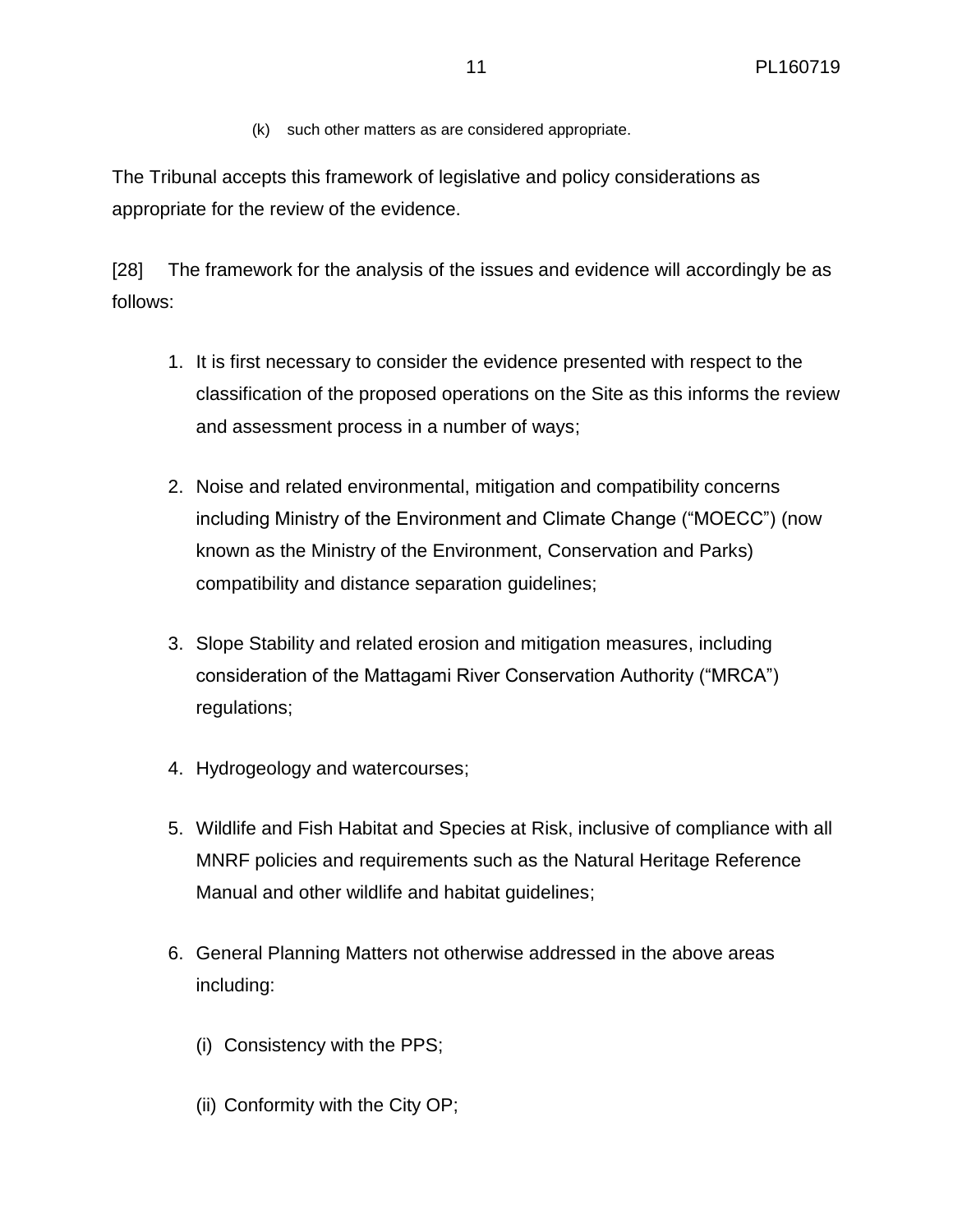(k) such other matters as are considered appropriate.

The Tribunal accepts this framework of legislative and policy considerations as appropriate for the review of the evidence.

[28] The framework for the analysis of the issues and evidence will accordingly be as follows:

1. It is first necessary to consider the evidence presented with respect to the classification of the proposed operations on the Site as this informs the review and assessment process in a number of ways;

2. Noise and related environmental, mitigation and compatibility concerns including Ministry of the Environment and Climate Change ("MOECC") (now known as the Ministry of the Environment, Conservation and Parks) compatibility and distance separation guidelines;

3. Slope Stability and related erosion and mitigation measures, including consideration of the Mattagami River Conservation Authority ("MRCA") regulations;

4. Hydrogeology and watercourses;

5. Wildlife and Fish Habitat and Species at Risk, inclusive of compliance with all MNRF policies and requirements such as the Natural Heritage Reference Manual and other wildlife and habitat guidelines;

6. General Planning Matters not otherwise addressed in the above areas including:

   (i) Consistency with the PPS;

   (ii) Conformity with the City OP;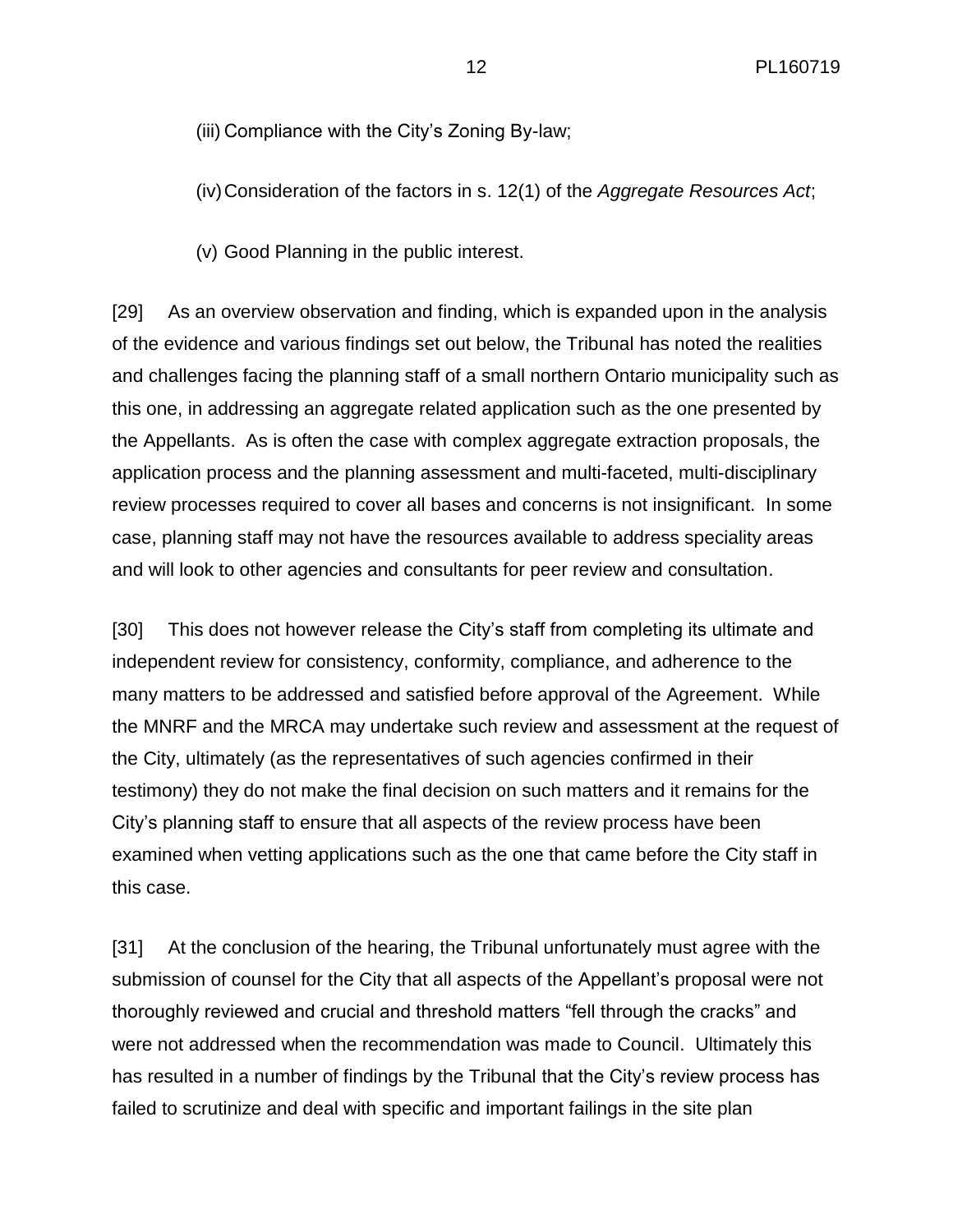(iii) Compliance with the City's Zoning By-law;

(iv) Consideration of the factors in s. 12(1) of the *Aggregate Resources Act*;

(v) Good Planning in the public interest.

[29] As an overview observation and finding, which is expanded upon in the analysis of the evidence and various findings set out below, the Tribunal has noted the realities and challenges facing the planning staff of a small northern Ontario municipality such as this one, in addressing an aggregate related application such as the one presented by the Appellants. As is often the case with complex aggregate extraction proposals, the application process and the planning assessment and multi-faceted, multi-disciplinary review processes required to cover all bases and concerns is not insignificant. In some case, planning staff may not have the resources available to address speciality areas and will look to other agencies and consultants for peer review and consultation.

[30] This does not however release the City's staff from completing its ultimate and independent review for consistency, conformity, compliance, and adherence to the many matters to be addressed and satisfied before approval of the Agreement. While the MNRF and the MRCA may undertake such review and assessment at the request of the City, ultimately (as the representatives of such agencies confirmed in their testimony) they do not make the final decision on such matters and it remains for the City's planning staff to ensure that all aspects of the review process have been examined when vetting applications such as the one that came before the City staff in this case.

[31] At the conclusion of the hearing, the Tribunal unfortunately must agree with the submission of counsel for the City that all aspects of the Appellant's proposal were not thoroughly reviewed and crucial and threshold matters "fell through the cracks" and were not addressed when the recommendation was made to Council. Ultimately this has resulted in a number of findings by the Tribunal that the City's review process has failed to scrutinize and deal with specific and important failings in the site plan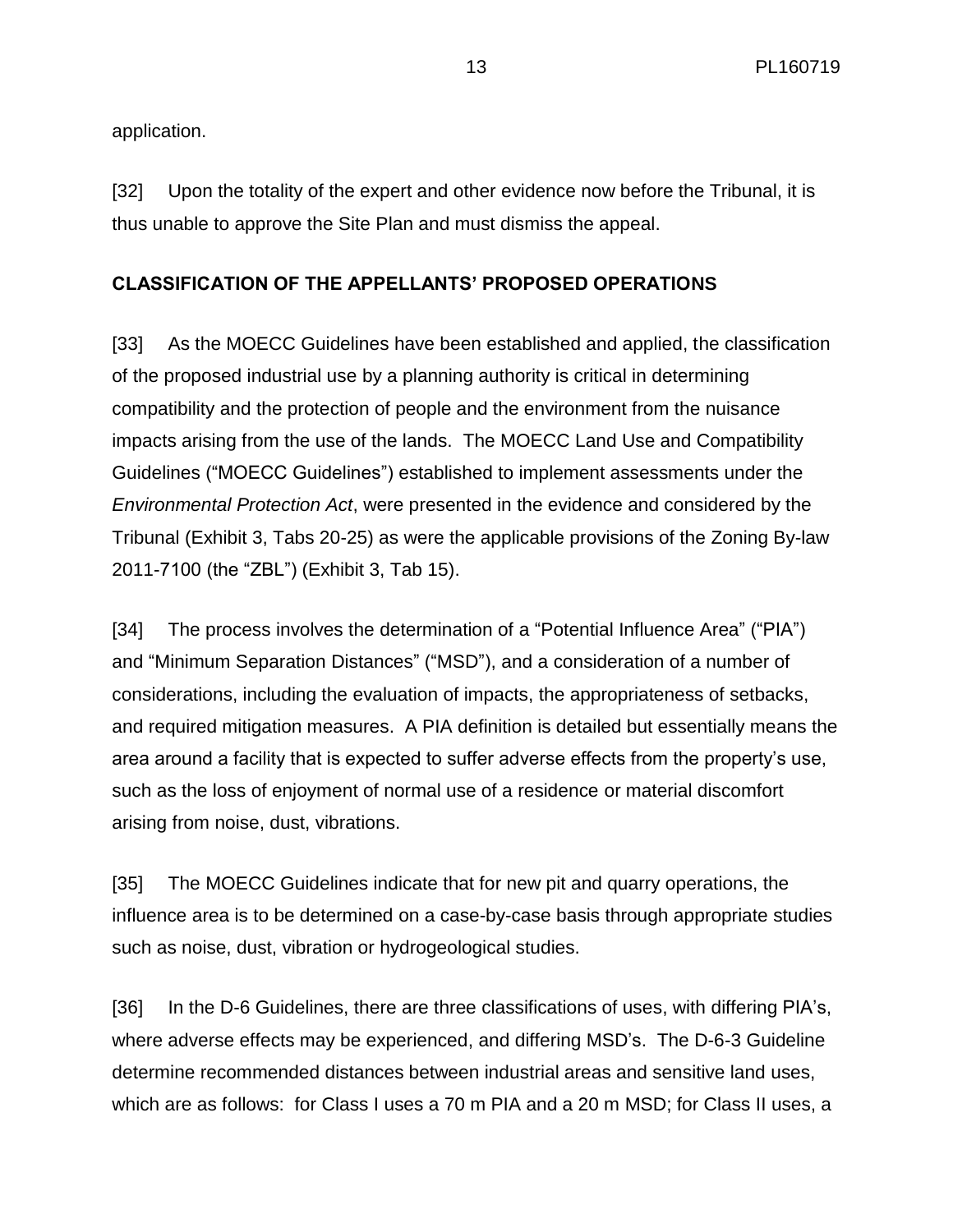application.

[32] Upon the totality of the expert and other evidence now before the Tribunal, it is thus unable to approve the Site Plan and must dismiss the appeal.

## CLASSIFICATION OF THE APPELLANTS' PROPOSED OPERATIONS

[33] As the MOECC Guidelines have been established and applied, the classification of the proposed industrial use by a planning authority is critical in determining compatibility and the protection of people and the environment from the nuisance impacts arising from the use of the lands. The MOECC Land Use and Compatibility Guidelines ("MOECC Guidelines") established to implement assessments under the *Environmental Protection Act*, were presented in the evidence and considered by the Tribunal (Exhibit 3, Tabs 20-25) as were the applicable provisions of the Zoning By-law 2011-7100 (the "ZBL") (Exhibit 3, Tab 15).

[34] The process involves the determination of a "Potential Influence Area" ("PIA") and "Minimum Separation Distances" ("MSD"), and a consideration of a number of considerations, including the evaluation of impacts, the appropriateness of setbacks, and required mitigation measures. A PIA definition is detailed but essentially means the area around a facility that is expected to suffer adverse effects from the property's use, such as the loss of enjoyment of normal use of a residence or material discomfort arising from noise, dust, vibrations.

[35] The MOECC Guidelines indicate that for new pit and quarry operations, the influence area is to be determined on a case-by-case basis through appropriate studies such as noise, dust, vibration or hydrogeological studies.

[36] In the D-6 Guidelines, there are three classifications of uses, with differing PIA's, where adverse effects may be experienced, and differing MSD's. The D-6-3 Guideline determine recommended distances between industrial areas and sensitive land uses, which are as follows: for Class I uses a 70 m PIA and a 20 m MSD; for Class II uses, a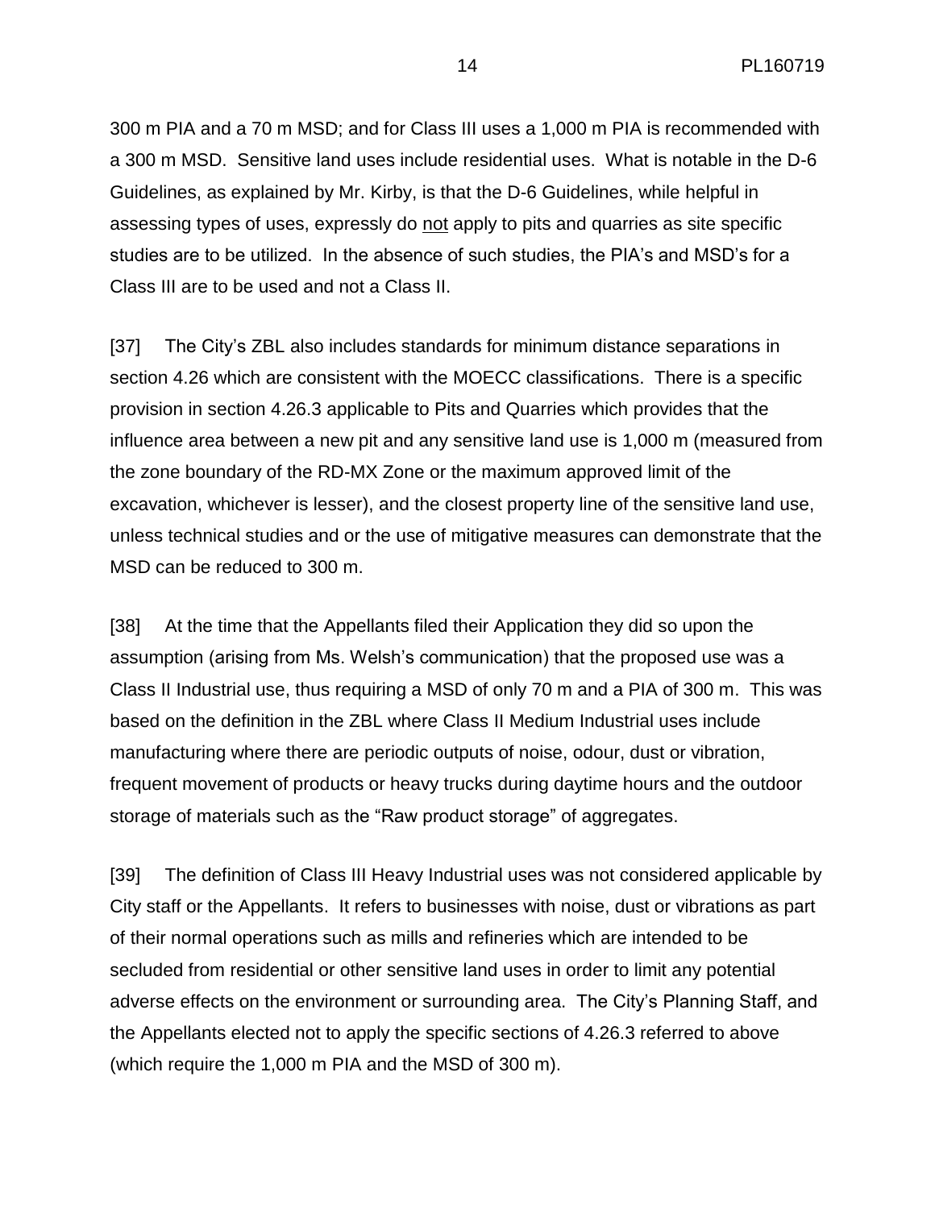300 m PIA and a 70 m MSD; and for Class III uses a 1,000 m PIA is recommended with a 300 m MSD. Sensitive land uses include residential uses. What is notable in the D-6 Guidelines, as explained by Mr. Kirby, is that the D-6 Guidelines, while helpful in assessing types of uses, expressly do <u>not</u> apply to pits and quarries as site specific studies are to be utilized. In the absence of such studies, the PIA's and MSD's for a Class III are to be used and not a Class II.

[37] The City's ZBL also includes standards for minimum distance separations in section 4.26 which are consistent with the MOECC classifications. There is a specific provision in section 4.26.3 applicable to Pits and Quarries which provides that the influence area between a new pit and any sensitive land use is 1,000 m (measured from the zone boundary of the RD-MX Zone or the maximum approved limit of the excavation, whichever is lesser), and the closest property line of the sensitive land use, unless technical studies and or the use of mitigative measures can demonstrate that the MSD can be reduced to 300 m.

[38] At the time that the Appellants filed their Application they did so upon the assumption (arising from Ms. Welsh's communication) that the proposed use was a Class II Industrial use, thus requiring a MSD of only 70 m and a PIA of 300 m. This was based on the definition in the ZBL where Class II Medium Industrial uses include manufacturing where there are periodic outputs of noise, odour, dust or vibration, frequent movement of products or heavy trucks during daytime hours and the outdoor storage of materials such as the "Raw product storage" of aggregates.

[39] The definition of Class III Heavy Industrial uses was not considered applicable by City staff or the Appellants. It refers to businesses with noise, dust or vibrations as part of their normal operations such as mills and refineries which are intended to be secluded from residential or other sensitive land uses in order to limit any potential adverse effects on the environment or surrounding area. The City's Planning Staff, and the Appellants elected not to apply the specific sections of 4.26.3 referred to above (which require the 1,000 m PIA and the MSD of 300 m).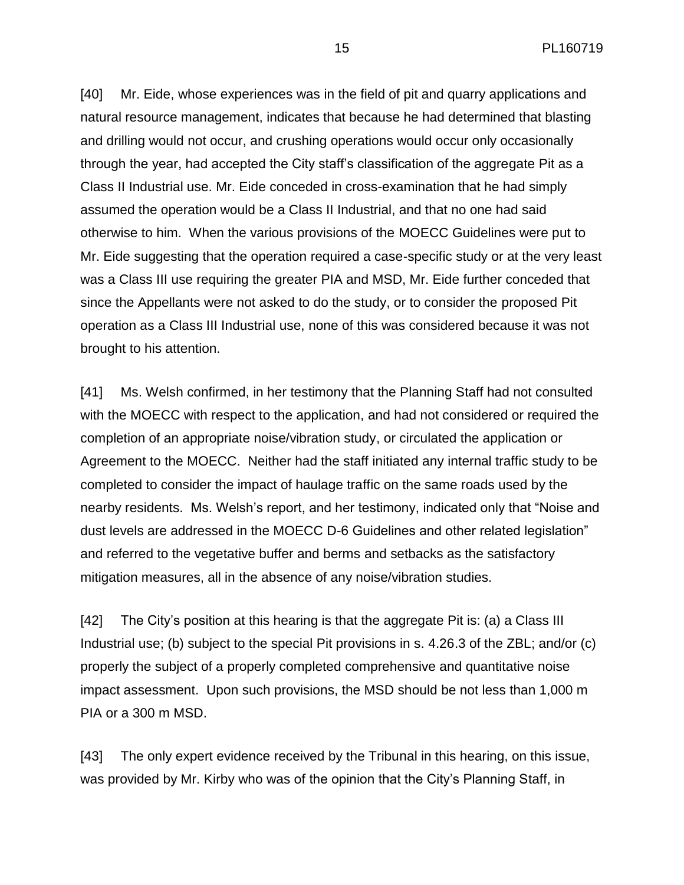[40] Mr. Eide, whose experiences was in the field of pit and quarry applications and natural resource management, indicates that because he had determined that blasting and drilling would not occur, and crushing operations would occur only occasionally through the year, had accepted the City staff's classification of the aggregate Pit as a Class II Industrial use. Mr. Eide conceded in cross-examination that he had simply assumed the operation would be a Class II Industrial, and that no one had said otherwise to him. When the various provisions of the MOECC Guidelines were put to Mr. Eide suggesting that the operation required a case-specific study or at the very least was a Class III use requiring the greater PIA and MSD, Mr. Eide further conceded that since the Appellants were not asked to do the study, or to consider the proposed Pit operation as a Class III Industrial use, none of this was considered because it was not brought to his attention.

[41] Ms. Welsh confirmed, in her testimony that the Planning Staff had not consulted with the MOECC with respect to the application, and had not considered or required the completion of an appropriate noise/vibration study, or circulated the application or Agreement to the MOECC. Neither had the staff initiated any internal traffic study to be completed to consider the impact of haulage traffic on the same roads used by the nearby residents. Ms. Welsh's report, and her testimony, indicated only that "Noise and dust levels are addressed in the MOECC D-6 Guidelines and other related legislation" and referred to the vegetative buffer and berms and setbacks as the satisfactory mitigation measures, all in the absence of any noise/vibration studies.

[42] The City's position at this hearing is that the aggregate Pit is: (a) a Class III Industrial use; (b) subject to the special Pit provisions in s. 4.26.3 of the ZBL; and/or (c) properly the subject of a properly completed comprehensive and quantitative noise impact assessment. Upon such provisions, the MSD should be not less than 1,000 m PIA or a 300 m MSD.

[43] The only expert evidence received by the Tribunal in this hearing, on this issue, was provided by Mr. Kirby who was of the opinion that the City's Planning Staff, in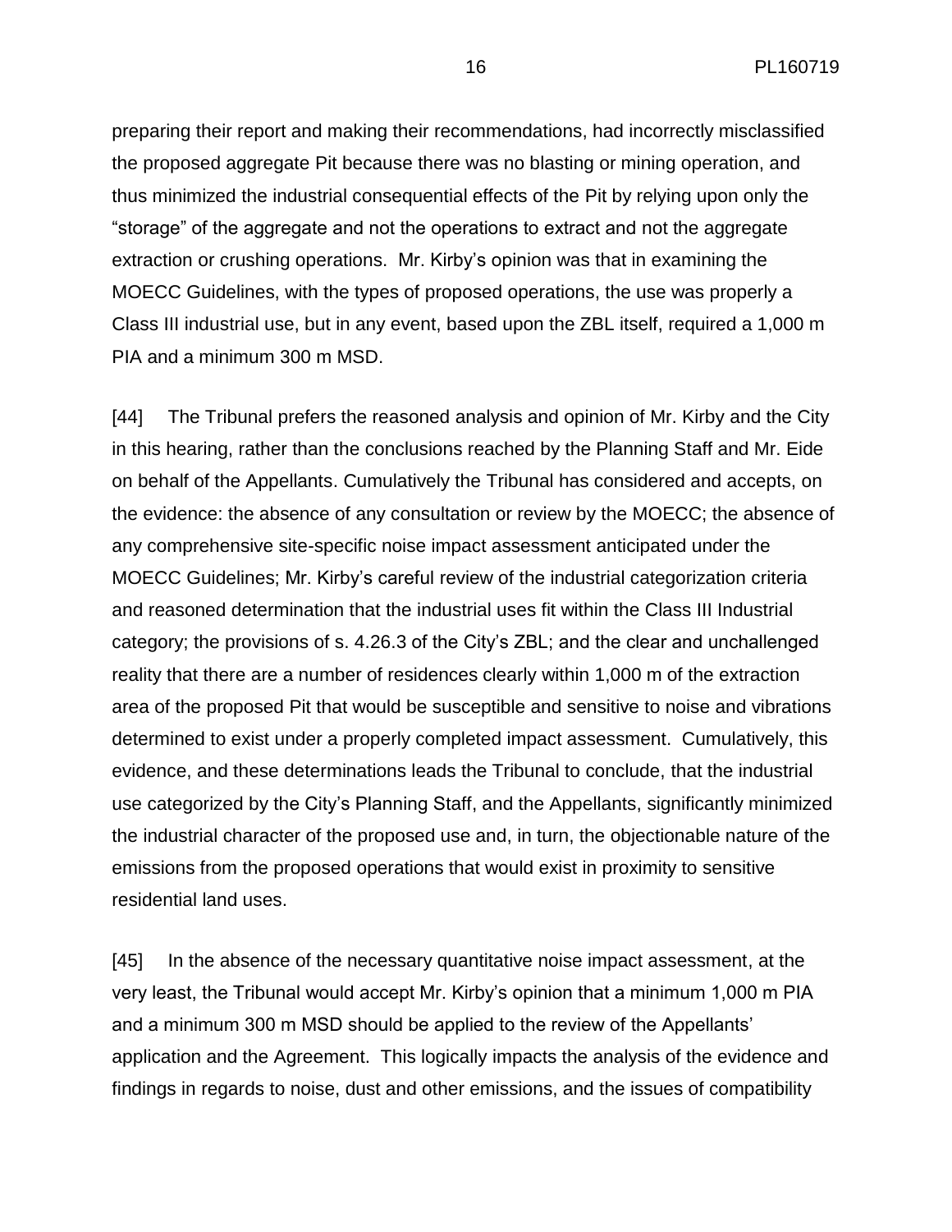preparing their report and making their recommendations, had incorrectly misclassified the proposed aggregate Pit because there was no blasting or mining operation, and thus minimized the industrial consequential effects of the Pit by relying upon only the "storage" of the aggregate and not the operations to extract and not the aggregate extraction or crushing operations. Mr. Kirby's opinion was that in examining the MOECC Guidelines, with the types of proposed operations, the use was properly a Class III industrial use, but in any event, based upon the ZBL itself, required a 1,000 m PIA and a minimum 300 m MSD.

[44] The Tribunal prefers the reasoned analysis and opinion of Mr. Kirby and the City in this hearing, rather than the conclusions reached by the Planning Staff and Mr. Eide on behalf of the Appellants. Cumulatively the Tribunal has considered and accepts, on the evidence: the absence of any consultation or review by the MOECC; the absence of any comprehensive site-specific noise impact assessment anticipated under the MOECC Guidelines; Mr. Kirby's careful review of the industrial categorization criteria and reasoned determination that the industrial uses fit within the Class III Industrial category; the provisions of s. 4.26.3 of the City's ZBL; and the clear and unchallenged reality that there are a number of residences clearly within 1,000 m of the extraction area of the proposed Pit that would be susceptible and sensitive to noise and vibrations determined to exist under a properly completed impact assessment. Cumulatively, this evidence, and these determinations leads the Tribunal to conclude, that the industrial use categorized by the City's Planning Staff, and the Appellants, significantly minimized the industrial character of the proposed use and, in turn, the objectionable nature of the emissions from the proposed operations that would exist in proximity to sensitive residential land uses.

[45] In the absence of the necessary quantitative noise impact assessment, at the very least, the Tribunal would accept Mr. Kirby's opinion that a minimum 1,000 m PIA and a minimum 300 m MSD should be applied to the review of the Appellants' application and the Agreement. This logically impacts the analysis of the evidence and findings in regards to noise, dust and other emissions, and the issues of compatibility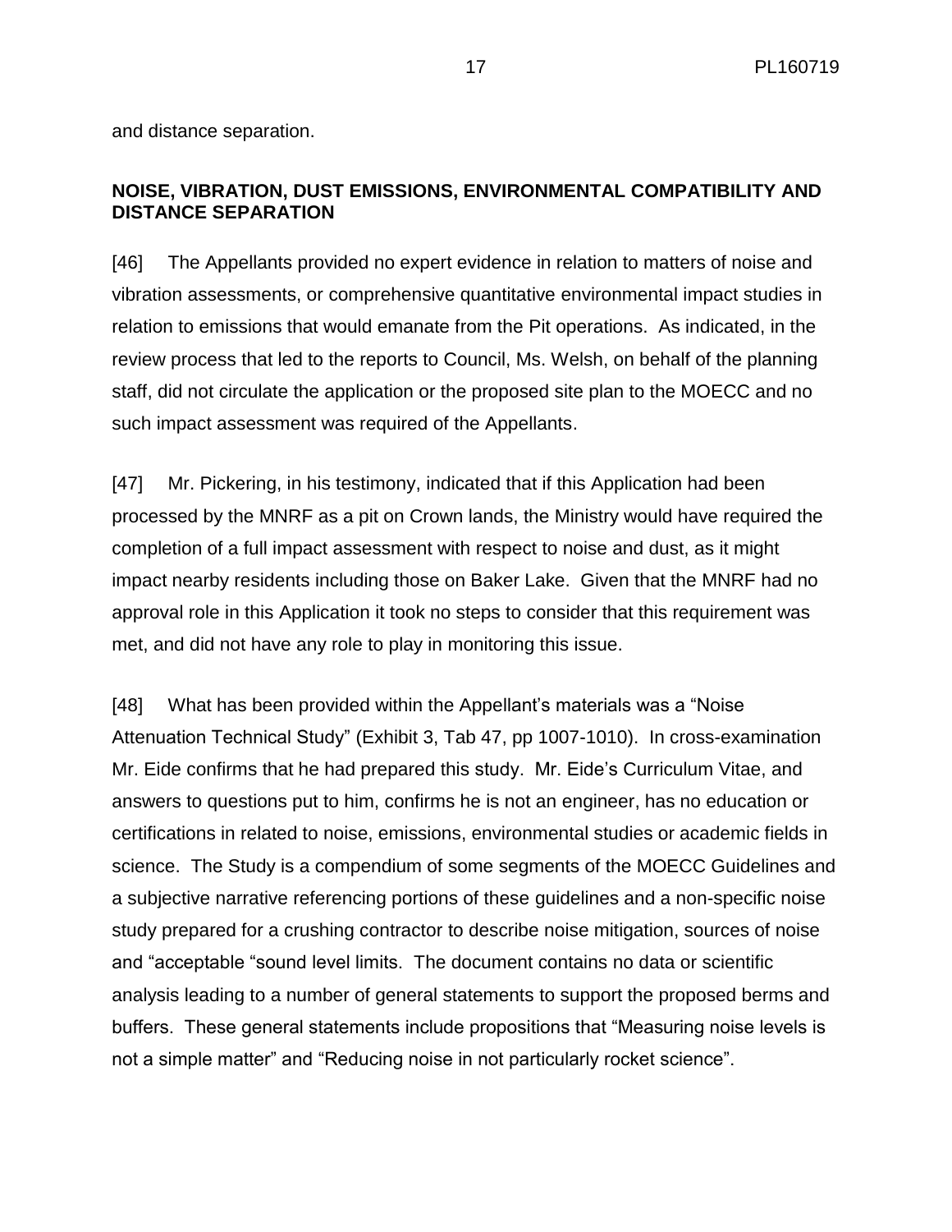and distance separation.

## NOISE, VIBRATION, DUST EMISSIONS, ENVIRONMENTAL COMPATIBILITY AND DISTANCE SEPARATION

[46] The Appellants provided no expert evidence in relation to matters of noise and vibration assessments, or comprehensive quantitative environmental impact studies in relation to emissions that would emanate from the Pit operations. As indicated, in the review process that led to the reports to Council, Ms. Welsh, on behalf of the planning staff, did not circulate the application or the proposed site plan to the MOECC and no such impact assessment was required of the Appellants.

[47] Mr. Pickering, in his testimony, indicated that if this Application had been processed by the MNRF as a pit on Crown lands, the Ministry would have required the completion of a full impact assessment with respect to noise and dust, as it might impact nearby residents including those on Baker Lake. Given that the MNRF had no approval role in this Application it took no steps to consider that this requirement was met, and did not have any role to play in monitoring this issue.

[48] What has been provided within the Appellant's materials was a "Noise Attenuation Technical Study" (Exhibit 3, Tab 47, pp 1007-1010). In cross-examination Mr. Eide confirms that he had prepared this study. Mr. Eide's Curriculum Vitae, and answers to questions put to him, confirms he is not an engineer, has no education or certifications in related to noise, emissions, environmental studies or academic fields in science. The Study is a compendium of some segments of the MOECC Guidelines and a subjective narrative referencing portions of these guidelines and a non-specific noise study prepared for a crushing contractor to describe noise mitigation, sources of noise and "acceptable "sound level limits. The document contains no data or scientific analysis leading to a number of general statements to support the proposed berms and buffers. These general statements include propositions that "Measuring noise levels is not a simple matter" and "Reducing noise in not particularly rocket science".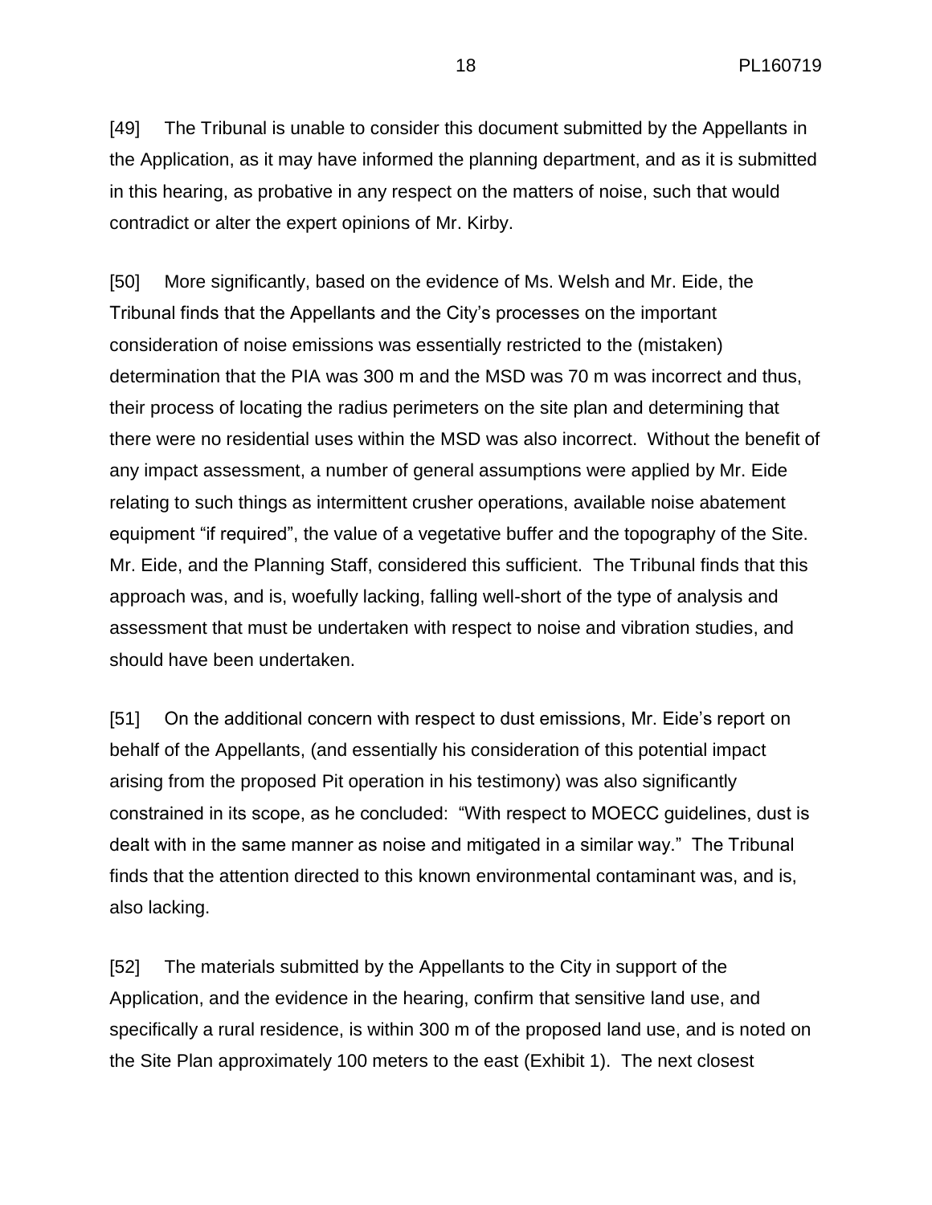[49] The Tribunal is unable to consider this document submitted by the Appellants in the Application, as it may have informed the planning department, and as it is submitted in this hearing, as probative in any respect on the matters of noise, such that would contradict or alter the expert opinions of Mr. Kirby.

[50] More significantly, based on the evidence of Ms. Welsh and Mr. Eide, the Tribunal finds that the Appellants and the City's processes on the important consideration of noise emissions was essentially restricted to the (mistaken) determination that the PIA was 300 m and the MSD was 70 m was incorrect and thus, their process of locating the radius perimeters on the site plan and determining that there were no residential uses within the MSD was also incorrect. Without the benefit of any impact assessment, a number of general assumptions were applied by Mr. Eide relating to such things as intermittent crusher operations, available noise abatement equipment "if required", the value of a vegetative buffer and the topography of the Site. Mr. Eide, and the Planning Staff, considered this sufficient. The Tribunal finds that this approach was, and is, woefully lacking, falling well-short of the type of analysis and assessment that must be undertaken with respect to noise and vibration studies, and should have been undertaken.

[51] On the additional concern with respect to dust emissions, Mr. Eide's report on behalf of the Appellants, (and essentially his consideration of this potential impact arising from the proposed Pit operation in his testimony) was also significantly constrained in its scope, as he concluded: "With respect to MOECC guidelines, dust is dealt with in the same manner as noise and mitigated in a similar way." The Tribunal finds that the attention directed to this known environmental contaminant was, and is, also lacking.

[52] The materials submitted by the Appellants to the City in support of the Application, and the evidence in the hearing, confirm that sensitive land use, and specifically a rural residence, is within 300 m of the proposed land use, and is noted on the Site Plan approximately 100 meters to the east (Exhibit 1). The next closest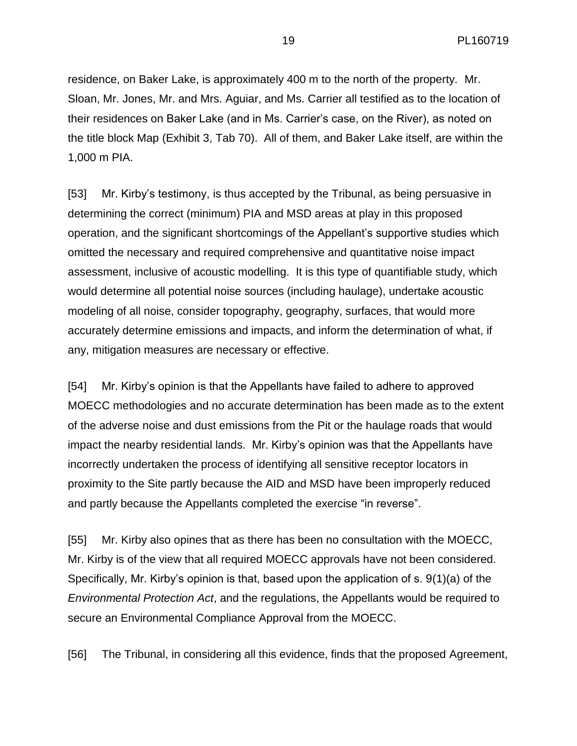residence, on Baker Lake, is approximately 400 m to the north of the property. Mr. Sloan, Mr. Jones, Mr. and Mrs. Aguiar, and Ms. Carrier all testified as to the location of their residences on Baker Lake (and in Ms. Carrier's case, on the River), as noted on the title block Map (Exhibit 3, Tab 70). All of them, and Baker Lake itself, are within the 1,000 m PIA.

[53] Mr. Kirby's testimony, is thus accepted by the Tribunal, as being persuasive in determining the correct (minimum) PIA and MSD areas at play in this proposed operation, and the significant shortcomings of the Appellant's supportive studies which omitted the necessary and required comprehensive and quantitative noise impact assessment, inclusive of acoustic modelling. It is this type of quantifiable study, which would determine all potential noise sources (including haulage), undertake acoustic modeling of all noise, consider topography, geography, surfaces, that would more accurately determine emissions and impacts, and inform the determination of what, if any, mitigation measures are necessary or effective.

[54] Mr. Kirby's opinion is that the Appellants have failed to adhere to approved MOECC methodologies and no accurate determination has been made as to the extent of the adverse noise and dust emissions from the Pit or the haulage roads that would impact the nearby residential lands. Mr. Kirby's opinion was that the Appellants have incorrectly undertaken the process of identifying all sensitive receptor locators in proximity to the Site partly because the AID and MSD have been improperly reduced and partly because the Appellants completed the exercise "in reverse".

[55] Mr. Kirby also opines that as there has been no consultation with the MOECC, Mr. Kirby is of the view that all required MOECC approvals have not been considered. Specifically, Mr. Kirby's opinion is that, based upon the application of s. 9(1)(a) of the *Environmental Protection Act*, and the regulations, the Appellants would be required to secure an Environmental Compliance Approval from the MOECC.

[56] The Tribunal, in considering all this evidence, finds that the proposed Agreement,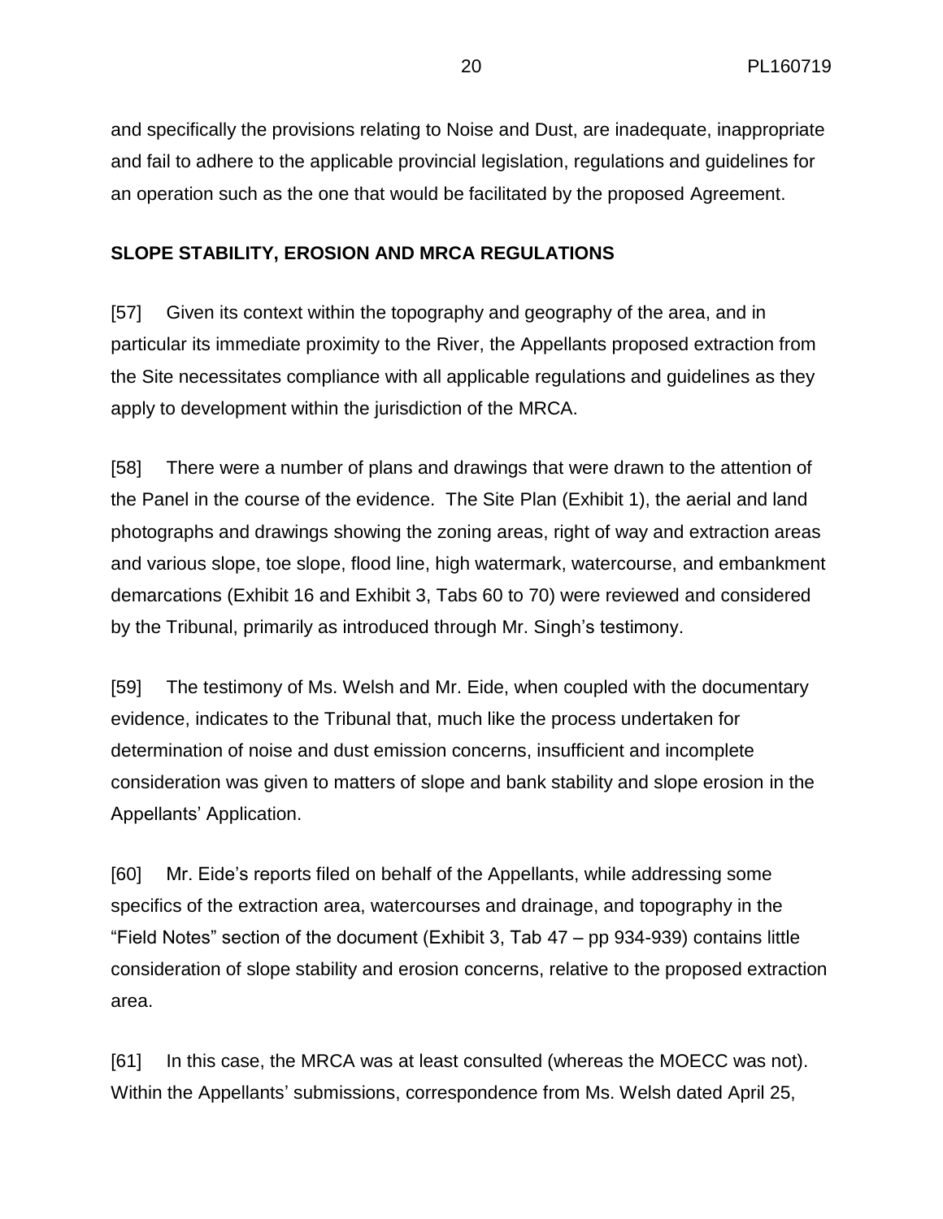and specifically the provisions relating to Noise and Dust, are inadequate, inappropriate and fail to adhere to the applicable provincial legislation, regulations and guidelines for an operation such as the one that would be facilitated by the proposed Agreement.

**SLOPE STABILITY, EROSION AND MRCA REGULATIONS**

[57] Given its context within the topography and geography of the area, and in particular its immediate proximity to the River, the Appellants proposed extraction from the Site necessitates compliance with all applicable regulations and guidelines as they apply to development within the jurisdiction of the MRCA.

[58] There were a number of plans and drawings that were drawn to the attention of the Panel in the course of the evidence. The Site Plan (Exhibit 1), the aerial and land photographs and drawings showing the zoning areas, right of way and extraction areas and various slope, toe slope, flood line, high watermark, watercourse, and embankment demarcations (Exhibit 16 and Exhibit 3, Tabs 60 to 70) were reviewed and considered by the Tribunal, primarily as introduced through Mr. Singh's testimony.

[59] The testimony of Ms. Welsh and Mr. Eide, when coupled with the documentary evidence, indicates to the Tribunal that, much like the process undertaken for determination of noise and dust emission concerns, insufficient and incomplete consideration was given to matters of slope and bank stability and slope erosion in the Appellants' Application.

[60] Mr. Eide's reports filed on behalf of the Appellants, while addressing some specifics of the extraction area, watercourses and drainage, and topography in the "Field Notes" section of the document (Exhibit 3, Tab 47 – pp 934-939) contains little consideration of slope stability and erosion concerns, relative to the proposed extraction area.

[61] In this case, the MRCA was at least consulted (whereas the MOECC was not). Within the Appellants' submissions, correspondence from Ms. Welsh dated April 25,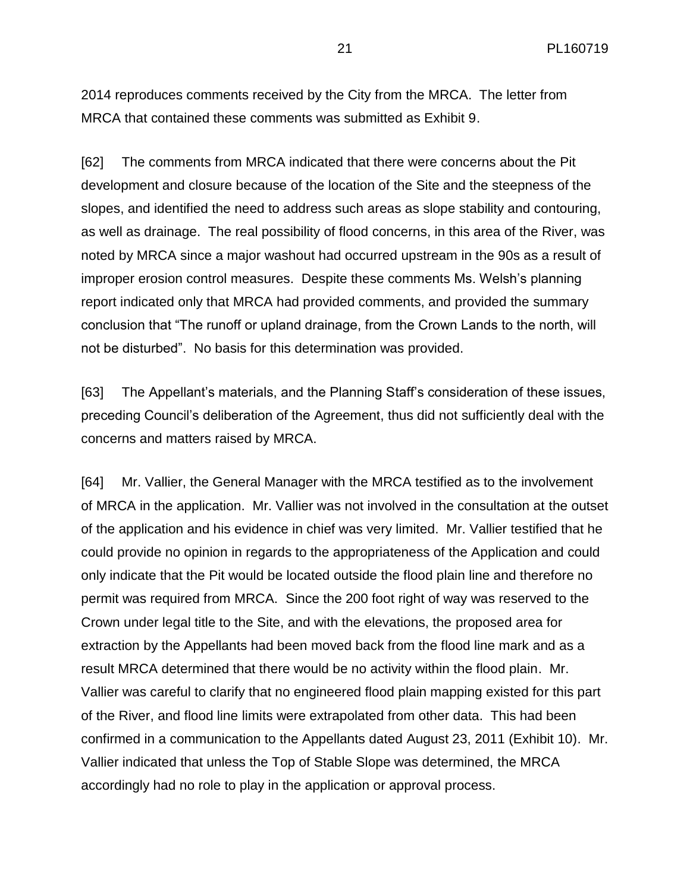2014 reproduces comments received by the City from the MRCA. The letter from MRCA that contained these comments was submitted as Exhibit 9.

[62] The comments from MRCA indicated that there were concerns about the Pit development and closure because of the location of the Site and the steepness of the slopes, and identified the need to address such areas as slope stability and contouring, as well as drainage. The real possibility of flood concerns, in this area of the River, was noted by MRCA since a major washout had occurred upstream in the 90s as a result of improper erosion control measures. Despite these comments Ms. Welsh's planning report indicated only that MRCA had provided comments, and provided the summary conclusion that "The runoff or upland drainage, from the Crown Lands to the north, will not be disturbed". No basis for this determination was provided.

[63] The Appellant's materials, and the Planning Staff's consideration of these issues, preceding Council's deliberation of the Agreement, thus did not sufficiently deal with the concerns and matters raised by MRCA.

[64] Mr. Vallier, the General Manager with the MRCA testified as to the involvement of MRCA in the application. Mr. Vallier was not involved in the consultation at the outset of the application and his evidence in chief was very limited. Mr. Vallier testified that he could provide no opinion in regards to the appropriateness of the Application and could only indicate that the Pit would be located outside the flood plain line and therefore no permit was required from MRCA. Since the 200 foot right of way was reserved to the Crown under legal title to the Site, and with the elevations, the proposed area for extraction by the Appellants had been moved back from the flood line mark and as a result MRCA determined that there would be no activity within the flood plain. Mr. Vallier was careful to clarify that no engineered flood plain mapping existed for this part of the River, and flood line limits were extrapolated from other data. This had been confirmed in a communication to the Appellants dated August 23, 2011 (Exhibit 10). Mr. Vallier indicated that unless the Top of Stable Slope was determined, the MRCA accordingly had no role to play in the application or approval process.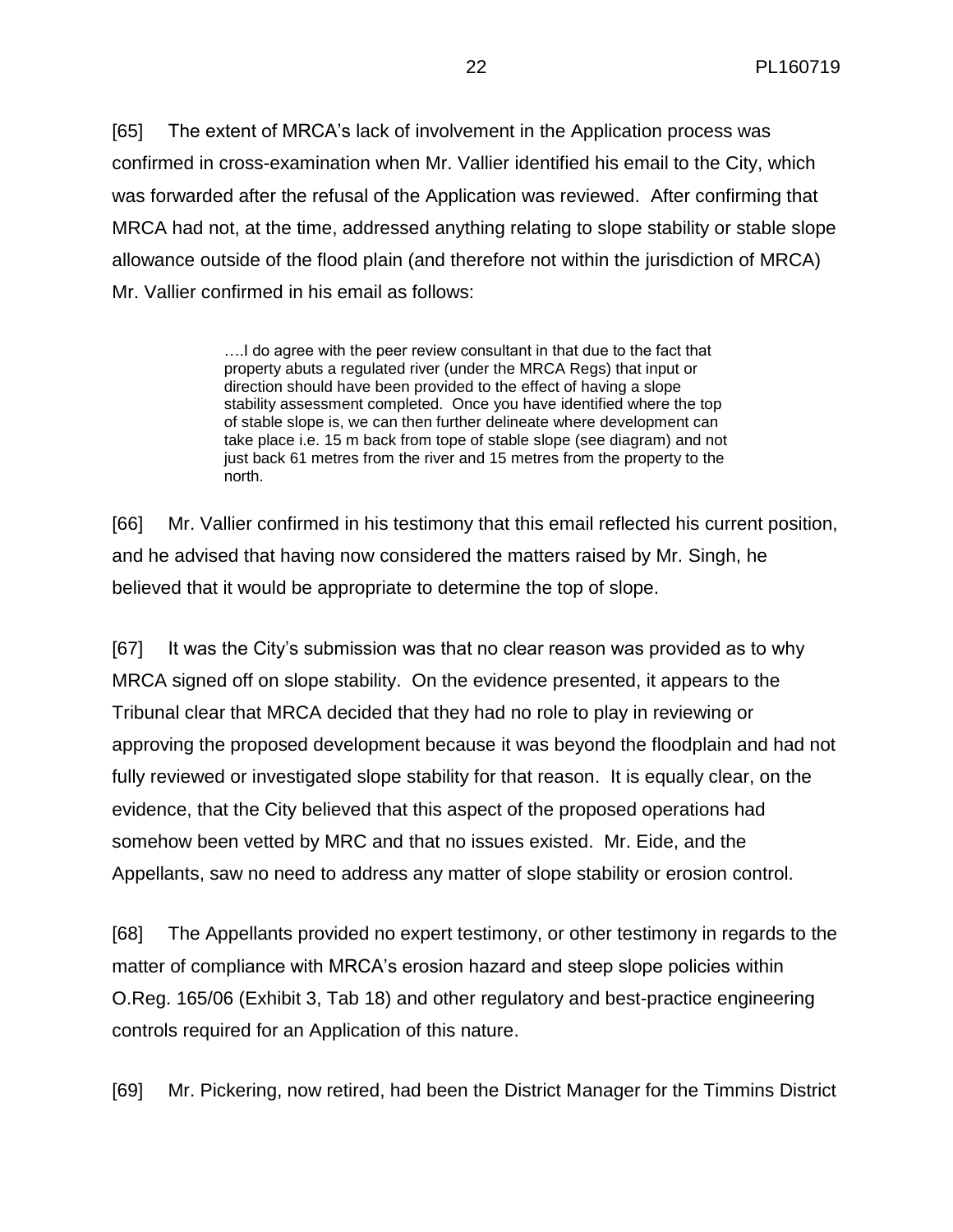[65] The extent of MRCA's lack of involvement in the Application process was confirmed in cross-examination when Mr. Vallier identified his email to the City, which was forwarded after the refusal of the Application was reviewed. After confirming that MRCA had not, at the time, addressed anything relating to slope stability or stable slope allowance outside of the flood plain (and therefore not within the jurisdiction of MRCA) Mr. Vallier confirmed in his email as follows:

> ….I do agree with the peer review consultant in that due to the fact that property abuts a regulated river (under the MRCA Regs) that input or direction should have been provided to the effect of having a slope stability assessment completed. Once you have identified where the top of stable slope is, we can then further delineate where development can take place i.e. 15 m back from tope of stable slope (see diagram) and not just back 61 metres from the river and 15 metres from the property to the north.

[66] Mr. Vallier confirmed in his testimony that this email reflected his current position, and he advised that having now considered the matters raised by Mr. Singh, he believed that it would be appropriate to determine the top of slope.

[67] It was the City's submission was that no clear reason was provided as to why MRCA signed off on slope stability. On the evidence presented, it appears to the Tribunal clear that MRCA decided that they had no role to play in reviewing or approving the proposed development because it was beyond the floodplain and had not fully reviewed or investigated slope stability for that reason. It is equally clear, on the evidence, that the City believed that this aspect of the proposed operations had somehow been vetted by MRC and that no issues existed. Mr. Eide, and the Appellants, saw no need to address any matter of slope stability or erosion control.

[68] The Appellants provided no expert testimony, or other testimony in regards to the matter of compliance with MRCA's erosion hazard and steep slope policies within O.Reg. 165/06 (Exhibit 3, Tab 18) and other regulatory and best-practice engineering controls required for an Application of this nature.

[69] Mr. Pickering, now retired, had been the District Manager for the Timmins District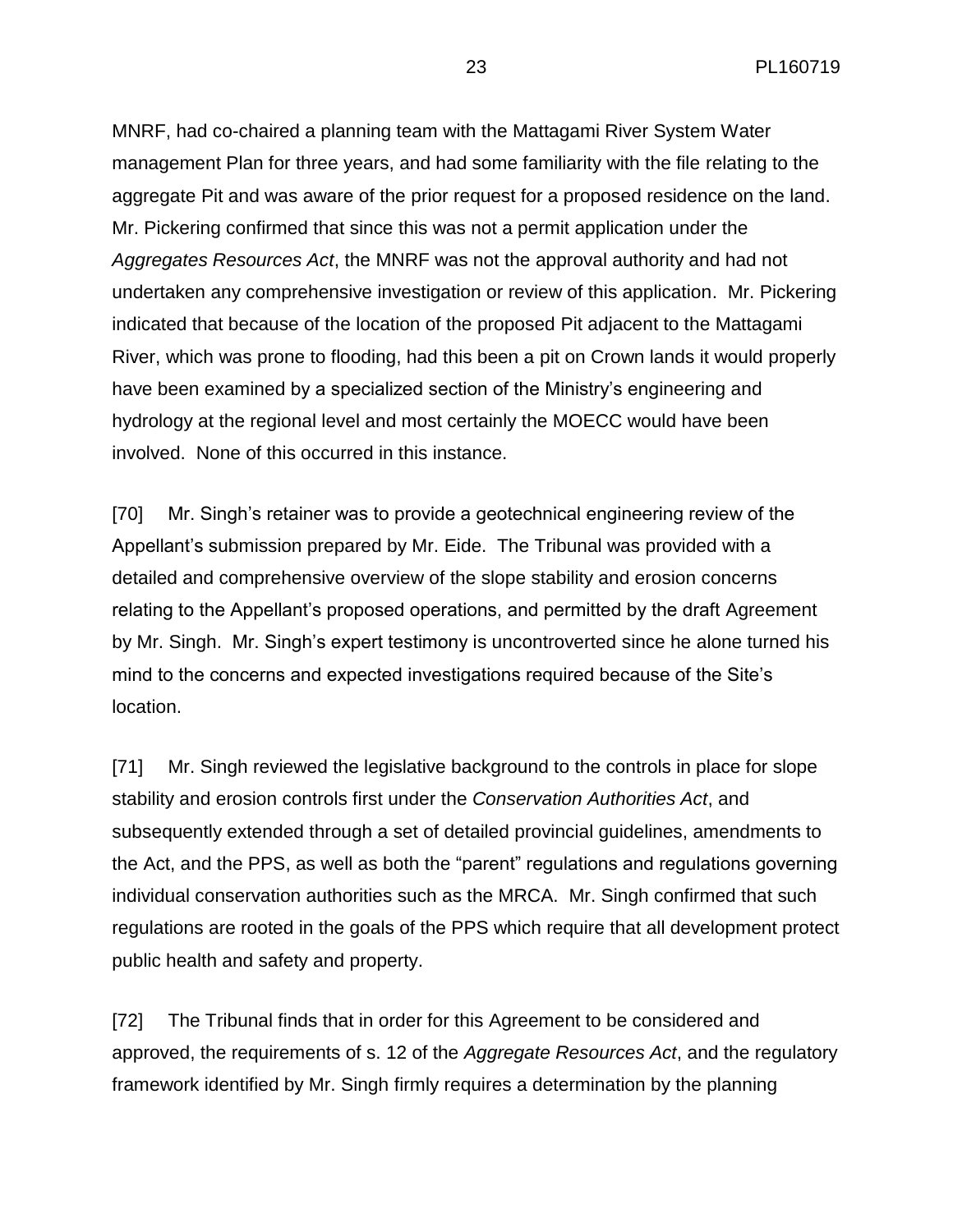MNRF, had co-chaired a planning team with the Mattagami River System Water management Plan for three years, and had some familiarity with the file relating to the aggregate Pit and was aware of the prior request for a proposed residence on the land. Mr. Pickering confirmed that since this was not a permit application under the *Aggregates Resources Act*, the MNRF was not the approval authority and had not undertaken any comprehensive investigation or review of this application. Mr. Pickering indicated that because of the location of the proposed Pit adjacent to the Mattagami River, which was prone to flooding, had this been a pit on Crown lands it would properly have been examined by a specialized section of the Ministry's engineering and hydrology at the regional level and most certainly the MOECC would have been involved. None of this occurred in this instance.

[70] Mr. Singh's retainer was to provide a geotechnical engineering review of the Appellant's submission prepared by Mr. Eide. The Tribunal was provided with a detailed and comprehensive overview of the slope stability and erosion concerns relating to the Appellant's proposed operations, and permitted by the draft Agreement by Mr. Singh. Mr. Singh's expert testimony is uncontroverted since he alone turned his mind to the concerns and expected investigations required because of the Site's location.

[71] Mr. Singh reviewed the legislative background to the controls in place for slope stability and erosion controls first under the *Conservation Authorities Act*, and subsequently extended through a set of detailed provincial guidelines, amendments to the Act, and the PPS, as well as both the "parent" regulations and regulations governing individual conservation authorities such as the MRCA. Mr. Singh confirmed that such regulations are rooted in the goals of the PPS which require that all development protect public health and safety and property.

[72] The Tribunal finds that in order for this Agreement to be considered and approved, the requirements of s. 12 of the *Aggregate Resources Act*, and the regulatory framework identified by Mr. Singh firmly requires a determination by the planning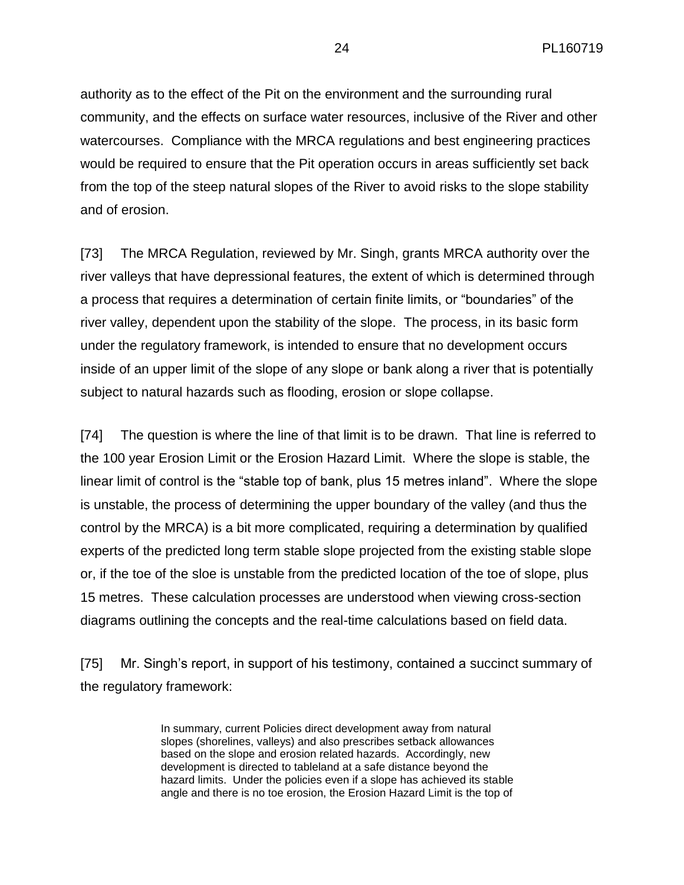authority as to the effect of the Pit on the environment and the surrounding rural community, and the effects on surface water resources, inclusive of the River and other watercourses. Compliance with the MRCA regulations and best engineering practices would be required to ensure that the Pit operation occurs in areas sufficiently set back from the top of the steep natural slopes of the River to avoid risks to the slope stability and of erosion.

[73] The MRCA Regulation, reviewed by Mr. Singh, grants MRCA authority over the river valleys that have depressional features, the extent of which is determined through a process that requires a determination of certain finite limits, or "boundaries" of the river valley, dependent upon the stability of the slope. The process, in its basic form under the regulatory framework, is intended to ensure that no development occurs inside of an upper limit of the slope of any slope or bank along a river that is potentially subject to natural hazards such as flooding, erosion or slope collapse.

[74] The question is where the line of that limit is to be drawn. That line is referred to the 100 year Erosion Limit or the Erosion Hazard Limit. Where the slope is stable, the linear limit of control is the "stable top of bank, plus 15 metres inland". Where the slope is unstable, the process of determining the upper boundary of the valley (and thus the control by the MRCA) is a bit more complicated, requiring a determination by qualified experts of the predicted long term stable slope projected from the existing stable slope or, if the toe of the sloe is unstable from the predicted location of the toe of slope, plus 15 metres. These calculation processes are understood when viewing cross-section diagrams outlining the concepts and the real-time calculations based on field data.

[75] Mr. Singh's report, in support of his testimony, contained a succinct summary of the regulatory framework:

> In summary, current Policies direct development away from natural slopes (shorelines, valleys) and also prescribes setback allowances based on the slope and erosion related hazards. Accordingly, new development is directed to tableland at a safe distance beyond the hazard limits. Under the policies even if a slope has achieved its stable angle and there is no toe erosion, the Erosion Hazard Limit is the top of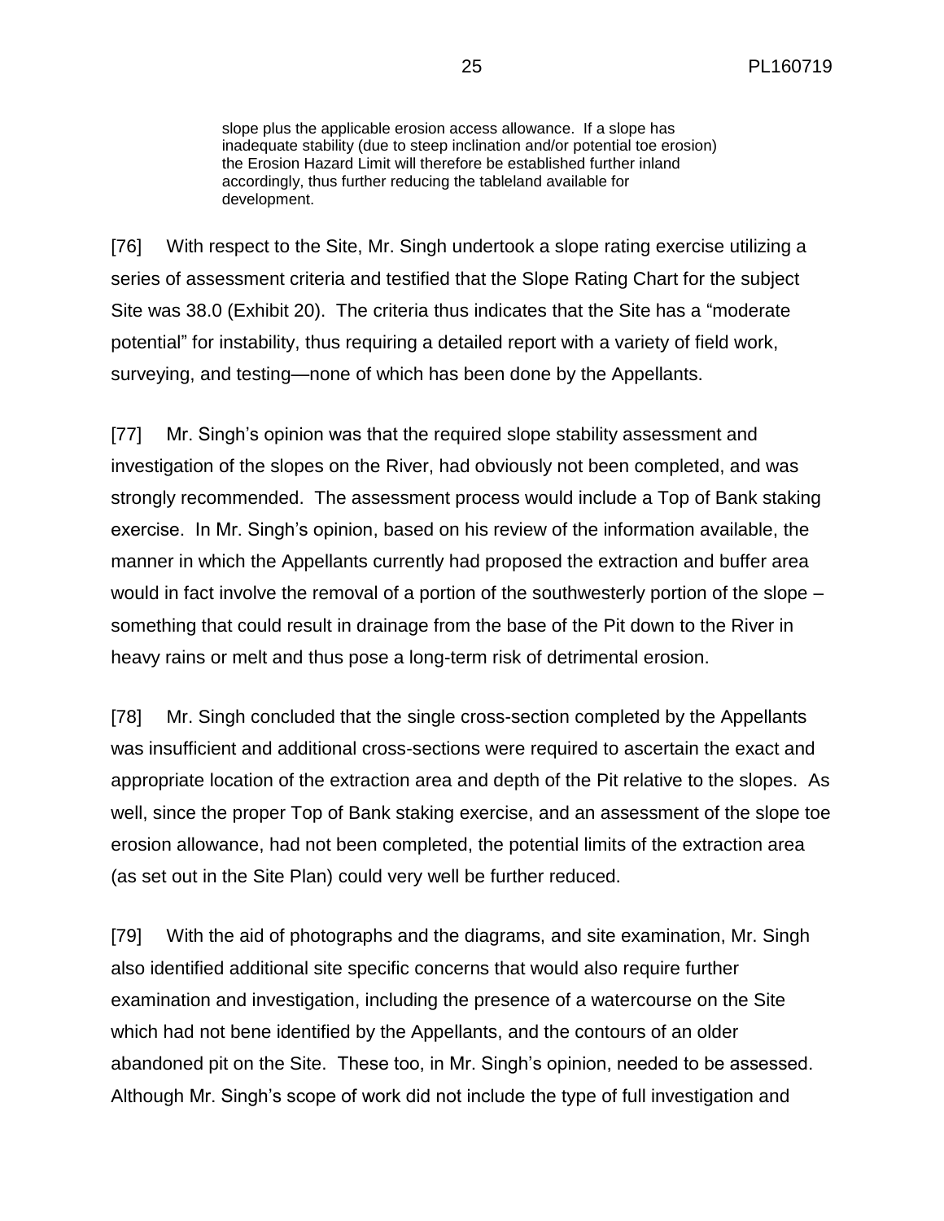> slope plus the applicable erosion access allowance. If a slope has inadequate stability (due to steep inclination and/or potential toe erosion) the Erosion Hazard Limit will therefore be established further inland accordingly, thus further reducing the tableland available for development.

[76] With respect to the Site, Mr. Singh undertook a slope rating exercise utilizing a series of assessment criteria and testified that the Slope Rating Chart for the subject Site was 38.0 (Exhibit 20). The criteria thus indicates that the Site has a "moderate potential" for instability, thus requiring a detailed report with a variety of field work, surveying, and testing—none of which has been done by the Appellants.

[77] Mr. Singh's opinion was that the required slope stability assessment and investigation of the slopes on the River, had obviously not been completed, and was strongly recommended. The assessment process would include a Top of Bank staking exercise. In Mr. Singh's opinion, based on his review of the information available, the manner in which the Appellants currently had proposed the extraction and buffer area would in fact involve the removal of a portion of the southwesterly portion of the slope – something that could result in drainage from the base of the Pit down to the River in heavy rains or melt and thus pose a long-term risk of detrimental erosion.

[78] Mr. Singh concluded that the single cross-section completed by the Appellants was insufficient and additional cross-sections were required to ascertain the exact and appropriate location of the extraction area and depth of the Pit relative to the slopes. As well, since the proper Top of Bank staking exercise, and an assessment of the slope toe erosion allowance, had not been completed, the potential limits of the extraction area (as set out in the Site Plan) could very well be further reduced.

[79] With the aid of photographs and the diagrams, and site examination, Mr. Singh also identified additional site specific concerns that would also require further examination and investigation, including the presence of a watercourse on the Site which had not bene identified by the Appellants, and the contours of an older abandoned pit on the Site. These too, in Mr. Singh's opinion, needed to be assessed. Although Mr. Singh's scope of work did not include the type of full investigation and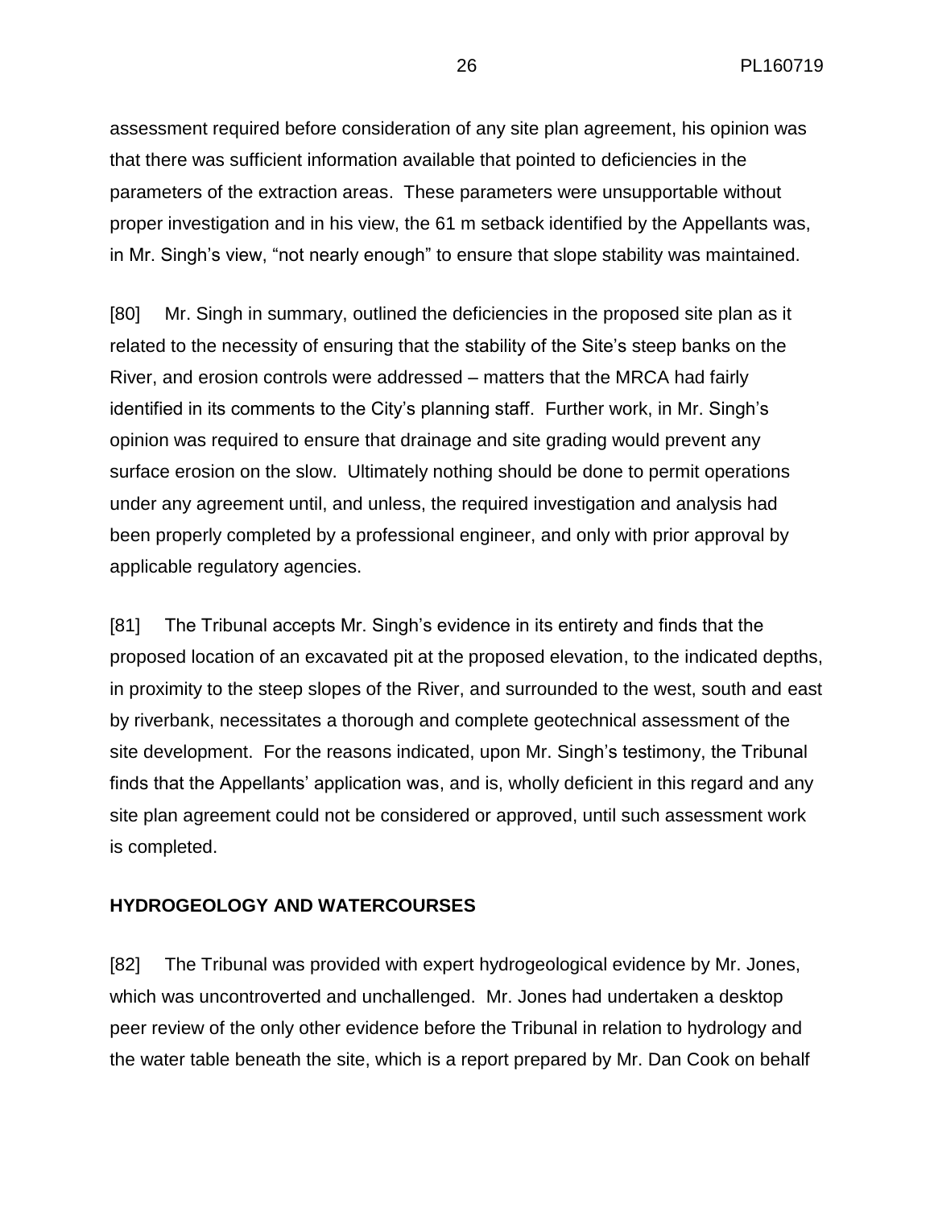assessment required before consideration of any site plan agreement, his opinion was that there was sufficient information available that pointed to deficiencies in the parameters of the extraction areas. These parameters were unsupportable without proper investigation and in his view, the 61 m setback identified by the Appellants was, in Mr. Singh's view, "not nearly enough" to ensure that slope stability was maintained.

[80] Mr. Singh in summary, outlined the deficiencies in the proposed site plan as it related to the necessity of ensuring that the stability of the Site's steep banks on the River, and erosion controls were addressed – matters that the MRCA had fairly identified in its comments to the City's planning staff. Further work, in Mr. Singh's opinion was required to ensure that drainage and site grading would prevent any surface erosion on the slow. Ultimately nothing should be done to permit operations under any agreement until, and unless, the required investigation and analysis had been properly completed by a professional engineer, and only with prior approval by applicable regulatory agencies.

[81] The Tribunal accepts Mr. Singh's evidence in its entirety and finds that the proposed location of an excavated pit at the proposed elevation, to the indicated depths, in proximity to the steep slopes of the River, and surrounded to the west, south and east by riverbank, necessitates a thorough and complete geotechnical assessment of the site development. For the reasons indicated, upon Mr. Singh's testimony, the Tribunal finds that the Appellants' application was, and is, wholly deficient in this regard and any site plan agreement could not be considered or approved, until such assessment work is completed.

**HYDROGEOLOGY AND WATERCOURSES**

[82] The Tribunal was provided with expert hydrogeological evidence by Mr. Jones, which was uncontroverted and unchallenged. Mr. Jones had undertaken a desktop peer review of the only other evidence before the Tribunal in relation to hydrology and the water table beneath the site, which is a report prepared by Mr. Dan Cook on behalf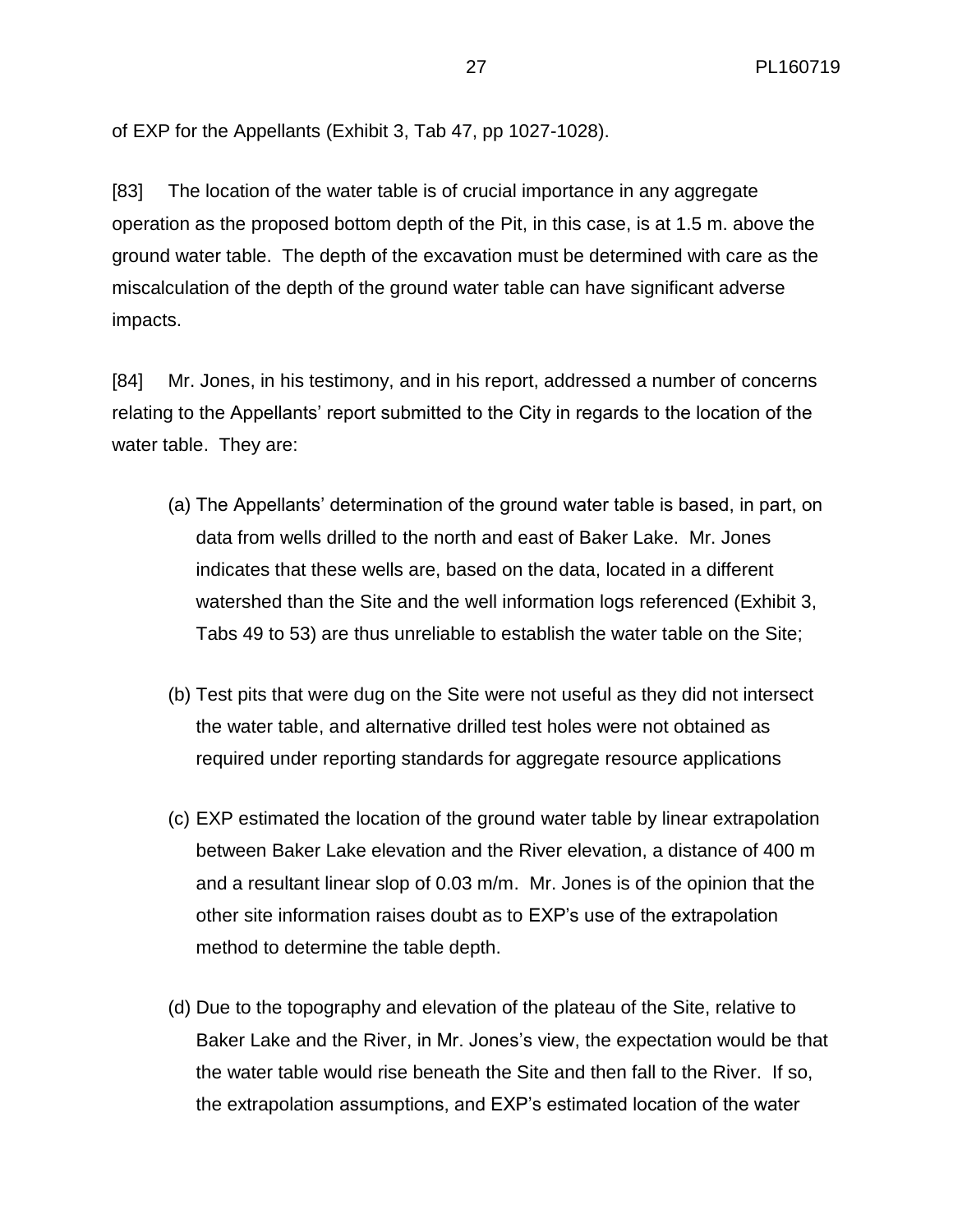of EXP for the Appellants (Exhibit 3, Tab 47, pp 1027-1028).

[83] The location of the water table is of crucial importance in any aggregate operation as the proposed bottom depth of the Pit, in this case, is at 1.5 m. above the ground water table. The depth of the excavation must be determined with care as the miscalculation of the depth of the ground water table can have significant adverse impacts.

[84] Mr. Jones, in his testimony, and in his report, addressed a number of concerns relating to the Appellants' report submitted to the City in regards to the location of the water table. They are:

(a) The Appellants' determination of the ground water table is based, in part, on data from wells drilled to the north and east of Baker Lake. Mr. Jones indicates that these wells are, based on the data, located in a different watershed than the Site and the well information logs referenced (Exhibit 3, Tabs 49 to 53) are thus unreliable to establish the water table on the Site;

(b) Test pits that were dug on the Site were not useful as they did not intersect the water table, and alternative drilled test holes were not obtained as required under reporting standards for aggregate resource applications

(c) EXP estimated the location of the ground water table by linear extrapolation between Baker Lake elevation and the River elevation, a distance of 400 m and a resultant linear slop of 0.03 m/m. Mr. Jones is of the opinion that the other site information raises doubt as to EXP's use of the extrapolation method to determine the table depth.

(d) Due to the topography and elevation of the plateau of the Site, relative to Baker Lake and the River, in Mr. Jones's view, the expectation would be that the water table would rise beneath the Site and then fall to the River. If so, the extrapolation assumptions, and EXP's estimated location of the water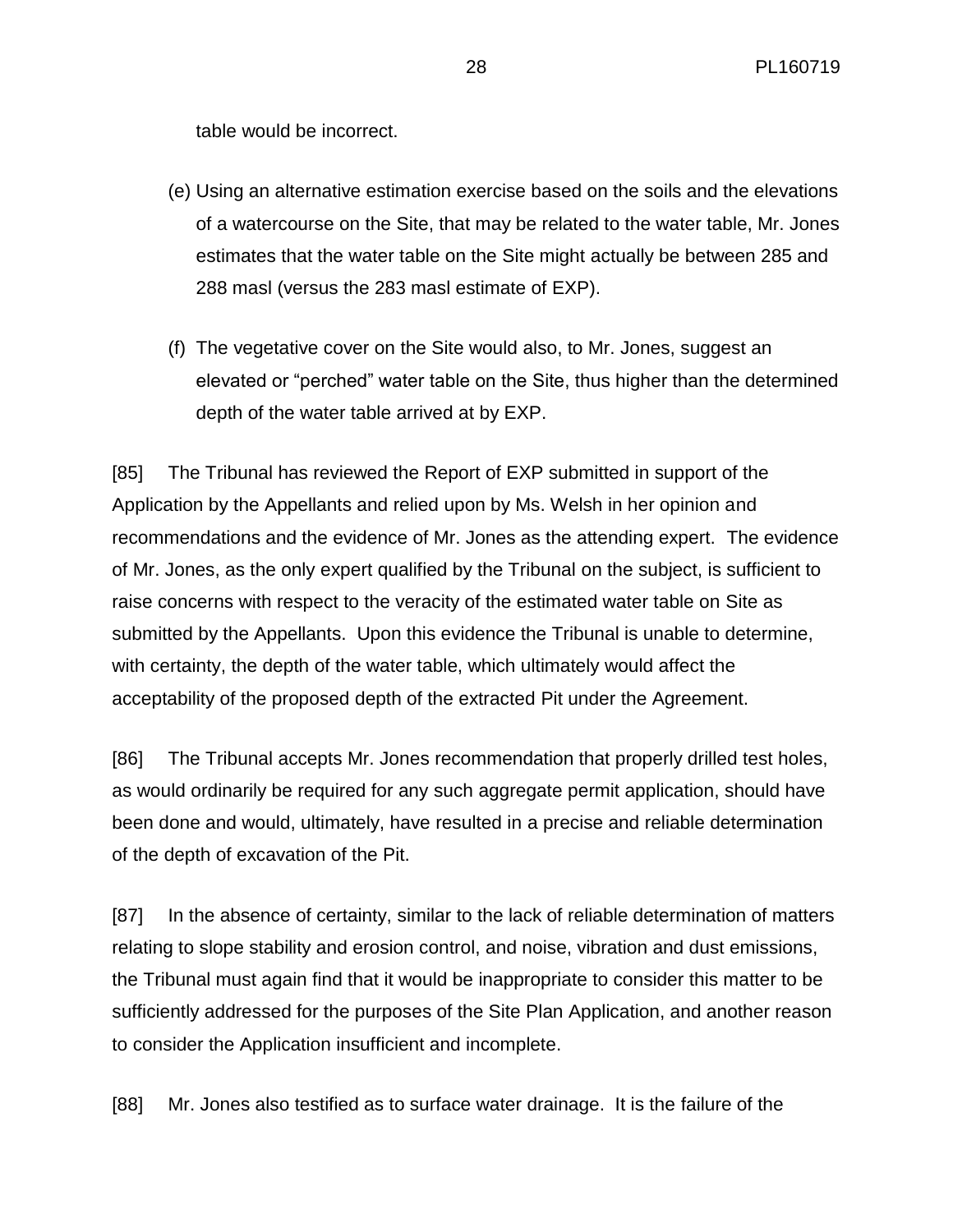table would be incorrect.

(e) Using an alternative estimation exercise based on the soils and the elevations of a watercourse on the Site, that may be related to the water table, Mr. Jones estimates that the water table on the Site might actually be between 285 and 288 masl (versus the 283 masl estimate of EXP).

(f) The vegetative cover on the Site would also, to Mr. Jones, suggest an elevated or "perched" water table on the Site, thus higher than the determined depth of the water table arrived at by EXP.

[85] The Tribunal has reviewed the Report of EXP submitted in support of the Application by the Appellants and relied upon by Ms. Welsh in her opinion and recommendations and the evidence of Mr. Jones as the attending expert. The evidence of Mr. Jones, as the only expert qualified by the Tribunal on the subject, is sufficient to raise concerns with respect to the veracity of the estimated water table on Site as submitted by the Appellants. Upon this evidence the Tribunal is unable to determine, with certainty, the depth of the water table, which ultimately would affect the acceptability of the proposed depth of the extracted Pit under the Agreement.

[86] The Tribunal accepts Mr. Jones recommendation that properly drilled test holes, as would ordinarily be required for any such aggregate permit application, should have been done and would, ultimately, have resulted in a precise and reliable determination of the depth of excavation of the Pit.

[87] In the absence of certainty, similar to the lack of reliable determination of matters relating to slope stability and erosion control, and noise, vibration and dust emissions, the Tribunal must again find that it would be inappropriate to consider this matter to be sufficiently addressed for the purposes of the Site Plan Application, and another reason to consider the Application insufficient and incomplete.

[88] Mr. Jones also testified as to surface water drainage. It is the failure of the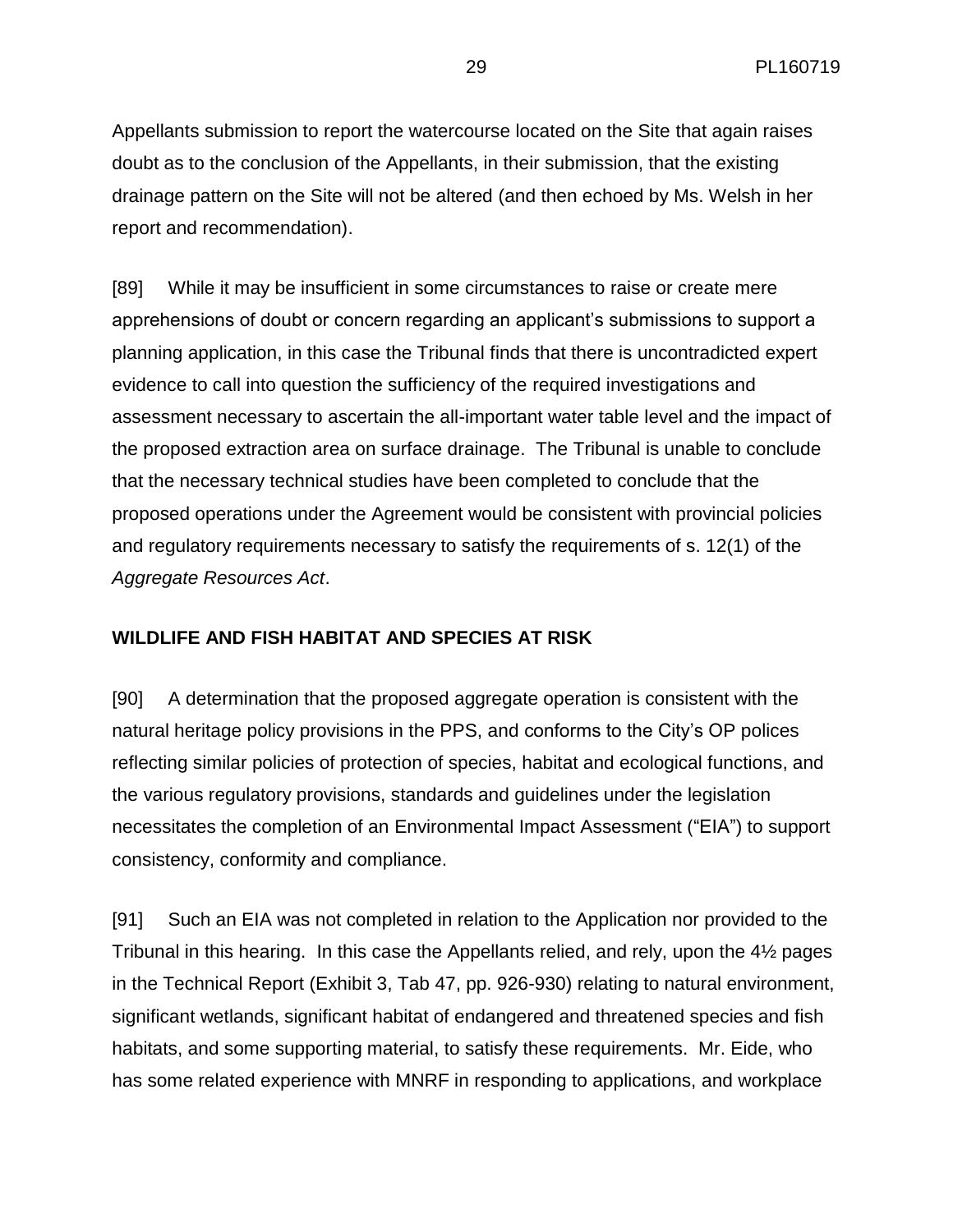Appellants submission to report the watercourse located on the Site that again raises doubt as to the conclusion of the Appellants, in their submission, that the existing drainage pattern on the Site will not be altered (and then echoed by Ms. Welsh in her report and recommendation).

[89] While it may be insufficient in some circumstances to raise or create mere apprehensions of doubt or concern regarding an applicant's submissions to support a planning application, in this case the Tribunal finds that there is uncontradicted expert evidence to call into question the sufficiency of the required investigations and assessment necessary to ascertain the all-important water table level and the impact of the proposed extraction area on surface drainage. The Tribunal is unable to conclude that the necessary technical studies have been completed to conclude that the proposed operations under the Agreement would be consistent with provincial policies and regulatory requirements necessary to satisfy the requirements of s. 12(1) of the *Aggregate Resources Act*.

**WILDLIFE AND FISH HABITAT AND SPECIES AT RISK**

[90] A determination that the proposed aggregate operation is consistent with the natural heritage policy provisions in the PPS, and conforms to the City's OP polices reflecting similar policies of protection of species, habitat and ecological functions, and the various regulatory provisions, standards and guidelines under the legislation necessitates the completion of an Environmental Impact Assessment ("EIA") to support consistency, conformity and compliance.

[91] Such an EIA was not completed in relation to the Application nor provided to the Tribunal in this hearing. In this case the Appellants relied, and rely, upon the 4½ pages in the Technical Report (Exhibit 3, Tab 47, pp. 926-930) relating to natural environment, significant wetlands, significant habitat of endangered and threatened species and fish habitats, and some supporting material, to satisfy these requirements. Mr. Eide, who has some related experience with MNRF in responding to applications, and workplace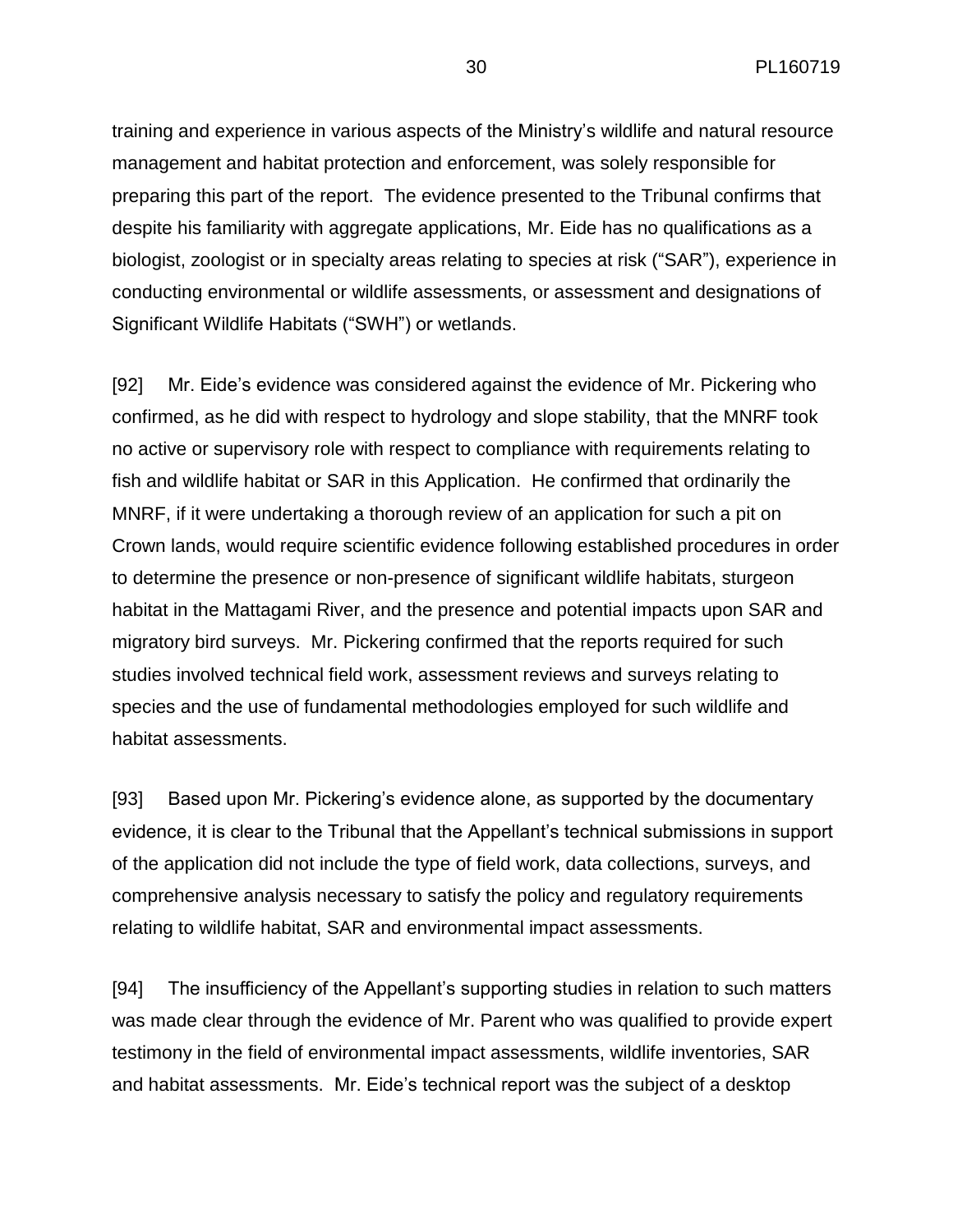training and experience in various aspects of the Ministry's wildlife and natural resource management and habitat protection and enforcement, was solely responsible for preparing this part of the report. The evidence presented to the Tribunal confirms that despite his familiarity with aggregate applications, Mr. Eide has no qualifications as a biologist, zoologist or in specialty areas relating to species at risk ("SAR"), experience in conducting environmental or wildlife assessments, or assessment and designations of Significant Wildlife Habitats ("SWH") or wetlands.

[92] Mr. Eide's evidence was considered against the evidence of Mr. Pickering who confirmed, as he did with respect to hydrology and slope stability, that the MNRF took no active or supervisory role with respect to compliance with requirements relating to fish and wildlife habitat or SAR in this Application. He confirmed that ordinarily the MNRF, if it were undertaking a thorough review of an application for such a pit on Crown lands, would require scientific evidence following established procedures in order to determine the presence or non-presence of significant wildlife habitats, sturgeon habitat in the Mattagami River, and the presence and potential impacts upon SAR and migratory bird surveys. Mr. Pickering confirmed that the reports required for such studies involved technical field work, assessment reviews and surveys relating to species and the use of fundamental methodologies employed for such wildlife and habitat assessments.

[93] Based upon Mr. Pickering's evidence alone, as supported by the documentary evidence, it is clear to the Tribunal that the Appellant's technical submissions in support of the application did not include the type of field work, data collections, surveys, and comprehensive analysis necessary to satisfy the policy and regulatory requirements relating to wildlife habitat, SAR and environmental impact assessments.

[94] The insufficiency of the Appellant's supporting studies in relation to such matters was made clear through the evidence of Mr. Parent who was qualified to provide expert testimony in the field of environmental impact assessments, wildlife inventories, SAR and habitat assessments. Mr. Eide's technical report was the subject of a desktop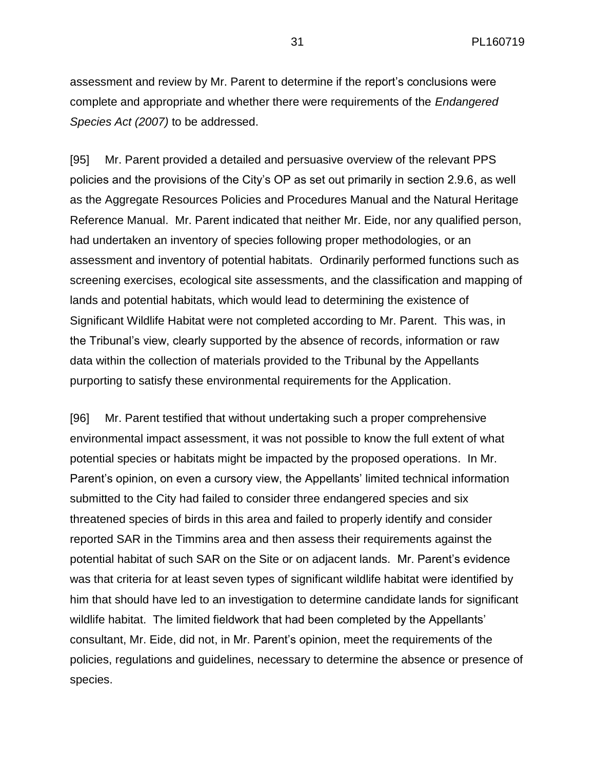assessment and review by Mr. Parent to determine if the report's conclusions were complete and appropriate and whether there were requirements of the *Endangered Species Act (2007)* to be addressed.

[95] Mr. Parent provided a detailed and persuasive overview of the relevant PPS policies and the provisions of the City's OP as set out primarily in section 2.9.6, as well as the Aggregate Resources Policies and Procedures Manual and the Natural Heritage Reference Manual. Mr. Parent indicated that neither Mr. Eide, nor any qualified person, had undertaken an inventory of species following proper methodologies, or an assessment and inventory of potential habitats. Ordinarily performed functions such as screening exercises, ecological site assessments, and the classification and mapping of lands and potential habitats, which would lead to determining the existence of Significant Wildlife Habitat were not completed according to Mr. Parent. This was, in the Tribunal's view, clearly supported by the absence of records, information or raw data within the collection of materials provided to the Tribunal by the Appellants purporting to satisfy these environmental requirements for the Application.

[96] Mr. Parent testified that without undertaking such a proper comprehensive environmental impact assessment, it was not possible to know the full extent of what potential species or habitats might be impacted by the proposed operations. In Mr. Parent's opinion, on even a cursory view, the Appellants' limited technical information submitted to the City had failed to consider three endangered species and six threatened species of birds in this area and failed to properly identify and consider reported SAR in the Timmins area and then assess their requirements against the potential habitat of such SAR on the Site or on adjacent lands. Mr. Parent's evidence was that criteria for at least seven types of significant wildlife habitat were identified by him that should have led to an investigation to determine candidate lands for significant wildlife habitat. The limited fieldwork that had been completed by the Appellants' consultant, Mr. Eide, did not, in Mr. Parent's opinion, meet the requirements of the policies, regulations and guidelines, necessary to determine the absence or presence of species.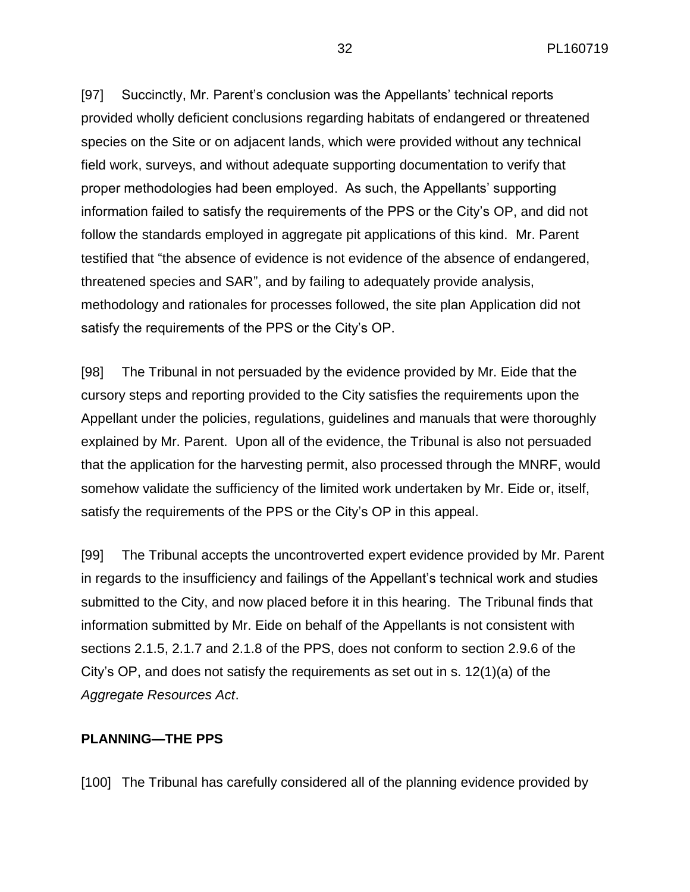[97] Succinctly, Mr. Parent's conclusion was the Appellants' technical reports provided wholly deficient conclusions regarding habitats of endangered or threatened species on the Site or on adjacent lands, which were provided without any technical field work, surveys, and without adequate supporting documentation to verify that proper methodologies had been employed. As such, the Appellants' supporting information failed to satisfy the requirements of the PPS or the City's OP, and did not follow the standards employed in aggregate pit applications of this kind. Mr. Parent testified that "the absence of evidence is not evidence of the absence of endangered, threatened species and SAR", and by failing to adequately provide analysis, methodology and rationales for processes followed, the site plan Application did not satisfy the requirements of the PPS or the City's OP.

[98] The Tribunal in not persuaded by the evidence provided by Mr. Eide that the cursory steps and reporting provided to the City satisfies the requirements upon the Appellant under the policies, regulations, guidelines and manuals that were thoroughly explained by Mr. Parent. Upon all of the evidence, the Tribunal is also not persuaded that the application for the harvesting permit, also processed through the MNRF, would somehow validate the sufficiency of the limited work undertaken by Mr. Eide or, itself, satisfy the requirements of the PPS or the City's OP in this appeal.

[99] The Tribunal accepts the uncontroverted expert evidence provided by Mr. Parent in regards to the insufficiency and failings of the Appellant's technical work and studies submitted to the City, and now placed before it in this hearing. The Tribunal finds that information submitted by Mr. Eide on behalf of the Appellants is not consistent with sections 2.1.5, 2.1.7 and 2.1.8 of the PPS, does not conform to section 2.9.6 of the City's OP, and does not satisfy the requirements as set out in s. 12(1)(a) of the *Aggregate Resources Act*.

## PLANNING—THE PPS

[100] The Tribunal has carefully considered all of the planning evidence provided by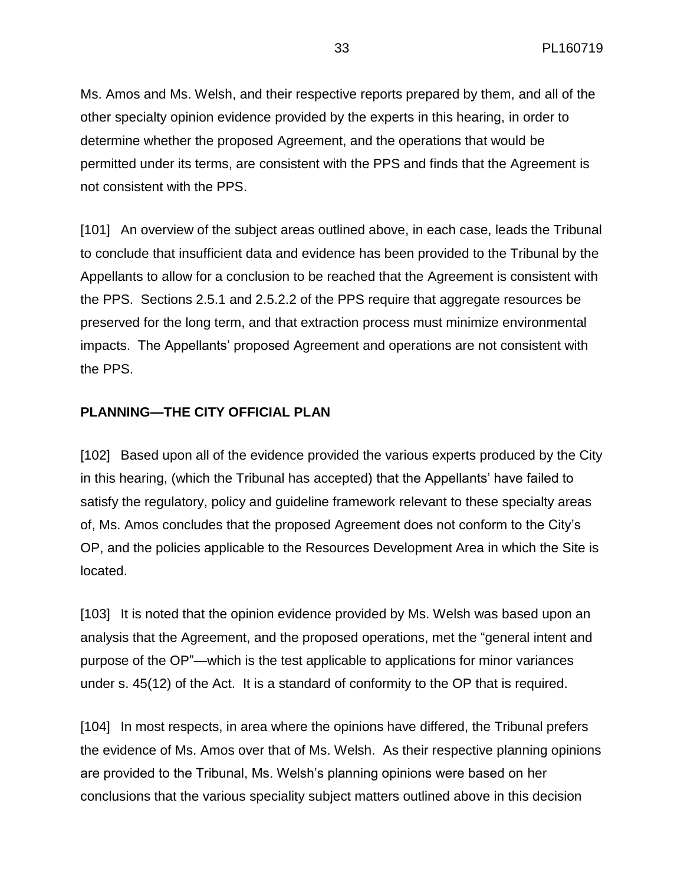Ms. Amos and Ms. Welsh, and their respective reports prepared by them, and all of the other specialty opinion evidence provided by the experts in this hearing, in order to determine whether the proposed Agreement, and the operations that would be permitted under its terms, are consistent with the PPS and finds that the Agreement is not consistent with the PPS.

[101] An overview of the subject areas outlined above, in each case, leads the Tribunal to conclude that insufficient data and evidence has been provided to the Tribunal by the Appellants to allow for a conclusion to be reached that the Agreement is consistent with the PPS. Sections 2.5.1 and 2.5.2.2 of the PPS require that aggregate resources be preserved for the long term, and that extraction process must minimize environmental impacts. The Appellants' proposed Agreement and operations are not consistent with the PPS.

## PLANNING—THE CITY OFFICIAL PLAN

[102] Based upon all of the evidence provided the various experts produced by the City in this hearing, (which the Tribunal has accepted) that the Appellants' have failed to satisfy the regulatory, policy and guideline framework relevant to these specialty areas of, Ms. Amos concludes that the proposed Agreement does not conform to the City's OP, and the policies applicable to the Resources Development Area in which the Site is located.

[103] It is noted that the opinion evidence provided by Ms. Welsh was based upon an analysis that the Agreement, and the proposed operations, met the "general intent and purpose of the OP"—which is the test applicable to applications for minor variances under s. 45(12) of the Act. It is a standard of conformity to the OP that is required.

[104] In most respects, in area where the opinions have differed, the Tribunal prefers the evidence of Ms. Amos over that of Ms. Welsh. As their respective planning opinions are provided to the Tribunal, Ms. Welsh's planning opinions were based on her conclusions that the various speciality subject matters outlined above in this decision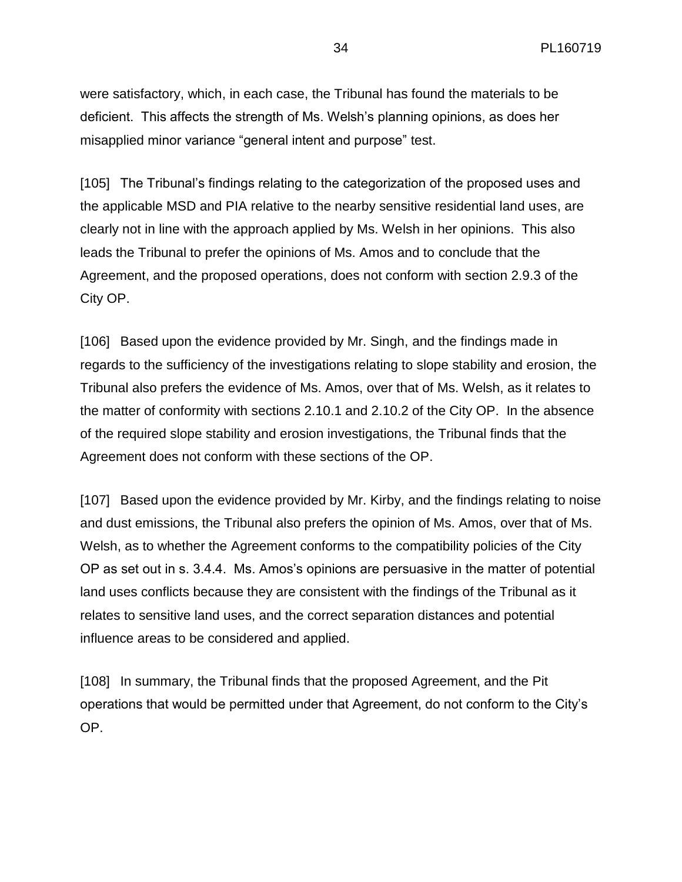were satisfactory, which, in each case, the Tribunal has found the materials to be deficient. This affects the strength of Ms. Welsh's planning opinions, as does her misapplied minor variance "general intent and purpose" test.

[105] The Tribunal's findings relating to the categorization of the proposed uses and the applicable MSD and PIA relative to the nearby sensitive residential land uses, are clearly not in line with the approach applied by Ms. Welsh in her opinions. This also leads the Tribunal to prefer the opinions of Ms. Amos and to conclude that the Agreement, and the proposed operations, does not conform with section 2.9.3 of the City OP.

[106] Based upon the evidence provided by Mr. Singh, and the findings made in regards to the sufficiency of the investigations relating to slope stability and erosion, the Tribunal also prefers the evidence of Ms. Amos, over that of Ms. Welsh, as it relates to the matter of conformity with sections 2.10.1 and 2.10.2 of the City OP. In the absence of the required slope stability and erosion investigations, the Tribunal finds that the Agreement does not conform with these sections of the OP.

[107] Based upon the evidence provided by Mr. Kirby, and the findings relating to noise and dust emissions, the Tribunal also prefers the opinion of Ms. Amos, over that of Ms. Welsh, as to whether the Agreement conforms to the compatibility policies of the City OP as set out in s. 3.4.4. Ms. Amos's opinions are persuasive in the matter of potential land uses conflicts because they are consistent with the findings of the Tribunal as it relates to sensitive land uses, and the correct separation distances and potential influence areas to be considered and applied.

[108] In summary, the Tribunal finds that the proposed Agreement, and the Pit operations that would be permitted under that Agreement, do not conform to the City's OP.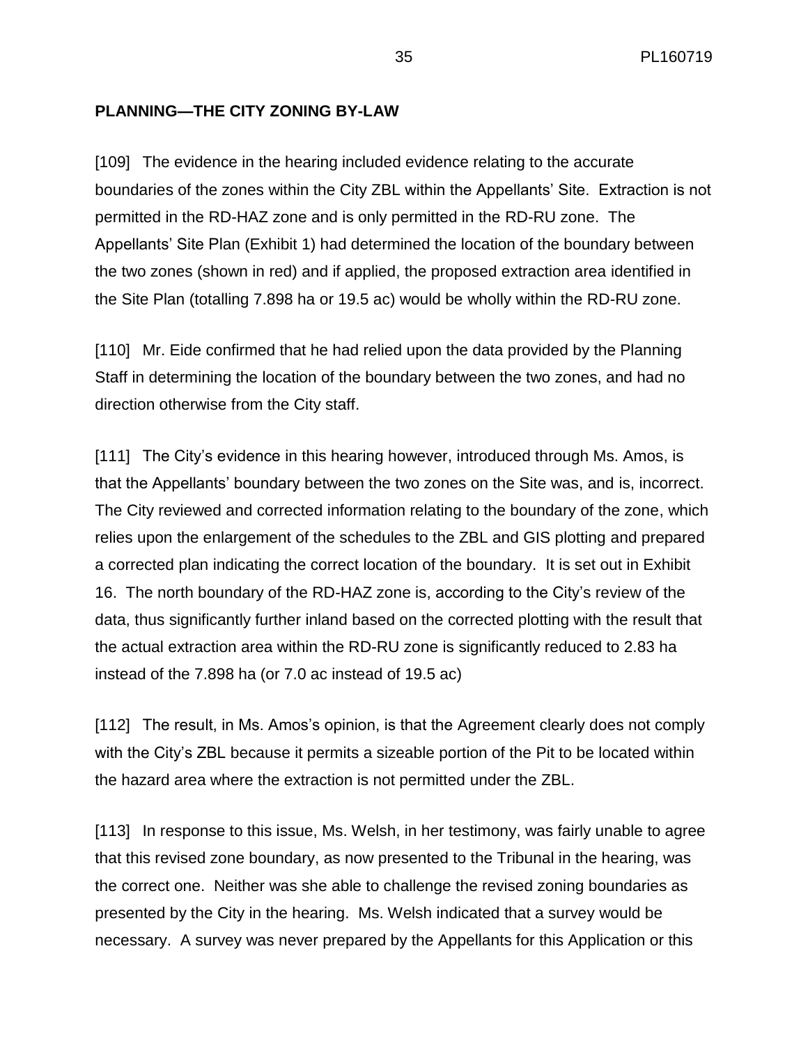**PLANNING—THE CITY ZONING BY-LAW**

[109] The evidence in the hearing included evidence relating to the accurate boundaries of the zones within the City ZBL within the Appellants' Site. Extraction is not permitted in the RD-HAZ zone and is only permitted in the RD-RU zone. The Appellants' Site Plan (Exhibit 1) had determined the location of the boundary between the two zones (shown in red) and if applied, the proposed extraction area identified in the Site Plan (totalling 7.898 ha or 19.5 ac) would be wholly within the RD-RU zone.

[110] Mr. Eide confirmed that he had relied upon the data provided by the Planning Staff in determining the location of the boundary between the two zones, and had no direction otherwise from the City staff.

[111] The City's evidence in this hearing however, introduced through Ms. Amos, is that the Appellants' boundary between the two zones on the Site was, and is, incorrect. The City reviewed and corrected information relating to the boundary of the zone, which relies upon the enlargement of the schedules to the ZBL and GIS plotting and prepared a corrected plan indicating the correct location of the boundary. It is set out in Exhibit 16. The north boundary of the RD-HAZ zone is, according to the City's review of the data, thus significantly further inland based on the corrected plotting with the result that the actual extraction area within the RD-RU zone is significantly reduced to 2.83 ha instead of the 7.898 ha (or 7.0 ac instead of 19.5 ac)

[112] The result, in Ms. Amos's opinion, is that the Agreement clearly does not comply with the City's ZBL because it permits a sizeable portion of the Pit to be located within the hazard area where the extraction is not permitted under the ZBL.

[113] In response to this issue, Ms. Welsh, in her testimony, was fairly unable to agree that this revised zone boundary, as now presented to the Tribunal in the hearing, was the correct one. Neither was she able to challenge the revised zoning boundaries as presented by the City in the hearing. Ms. Welsh indicated that a survey would be necessary. A survey was never prepared by the Appellants for this Application or this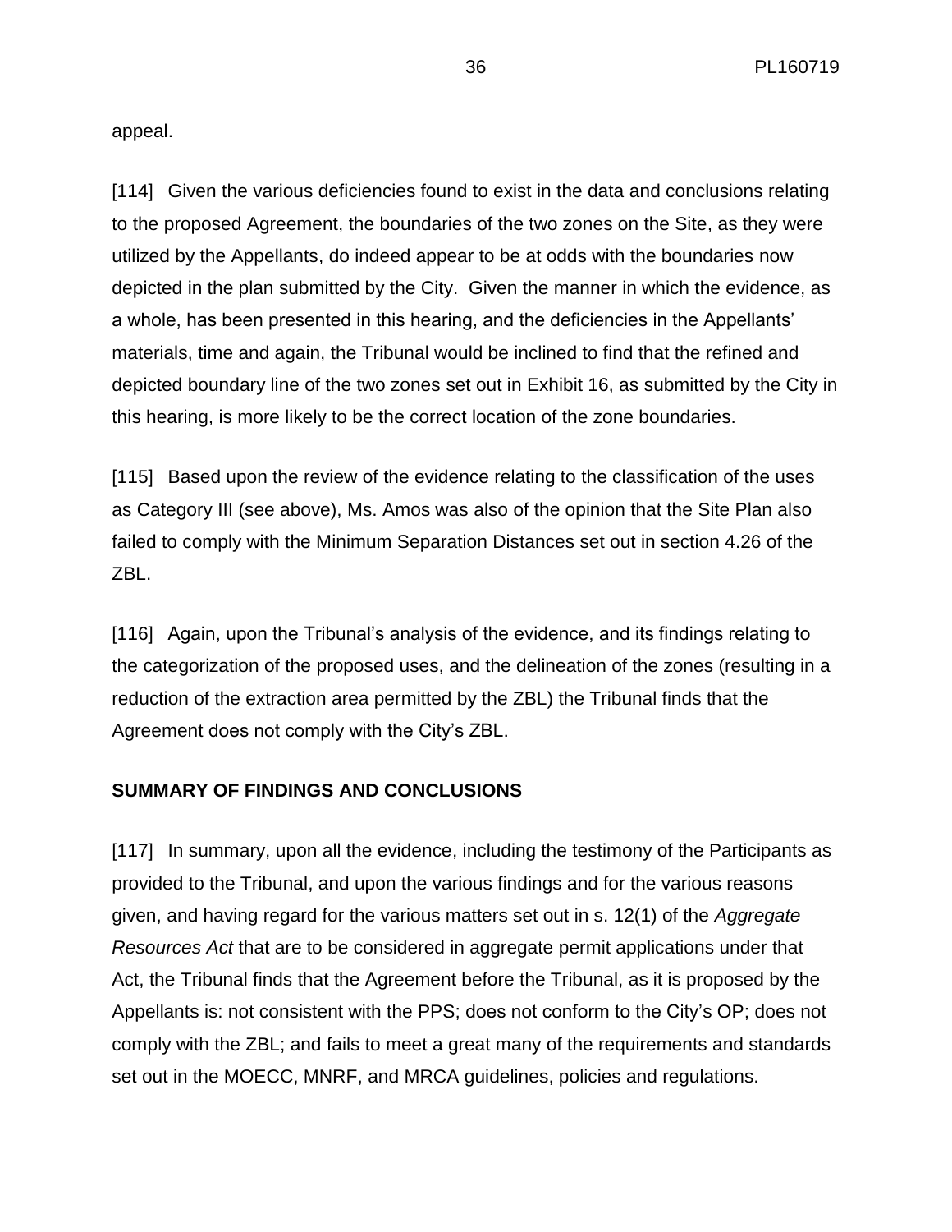appeal.

[114] Given the various deficiencies found to exist in the data and conclusions relating to the proposed Agreement, the boundaries of the two zones on the Site, as they were utilized by the Appellants, do indeed appear to be at odds with the boundaries now depicted in the plan submitted by the City. Given the manner in which the evidence, as a whole, has been presented in this hearing, and the deficiencies in the Appellants' materials, time and again, the Tribunal would be inclined to find that the refined and depicted boundary line of the two zones set out in Exhibit 16, as submitted by the City in this hearing, is more likely to be the correct location of the zone boundaries.

[115] Based upon the review of the evidence relating to the classification of the uses as Category III (see above), Ms. Amos was also of the opinion that the Site Plan also failed to comply with the Minimum Separation Distances set out in section 4.26 of the ZBL.

[116] Again, upon the Tribunal's analysis of the evidence, and its findings relating to the categorization of the proposed uses, and the delineation of the zones (resulting in a reduction of the extraction area permitted by the ZBL) the Tribunal finds that the Agreement does not comply with the City's ZBL.

## SUMMARY OF FINDINGS AND CONCLUSIONS

[117] In summary, upon all the evidence, including the testimony of the Participants as provided to the Tribunal, and upon the various findings and for the various reasons given, and having regard for the various matters set out in s. 12(1) of the *Aggregate Resources Act* that are to be considered in aggregate permit applications under that Act, the Tribunal finds that the Agreement before the Tribunal, as it is proposed by the Appellants is: not consistent with the PPS; does not conform to the City's OP; does not comply with the ZBL; and fails to meet a great many of the requirements and standards set out in the MOECC, MNRF, and MRCA guidelines, policies and regulations.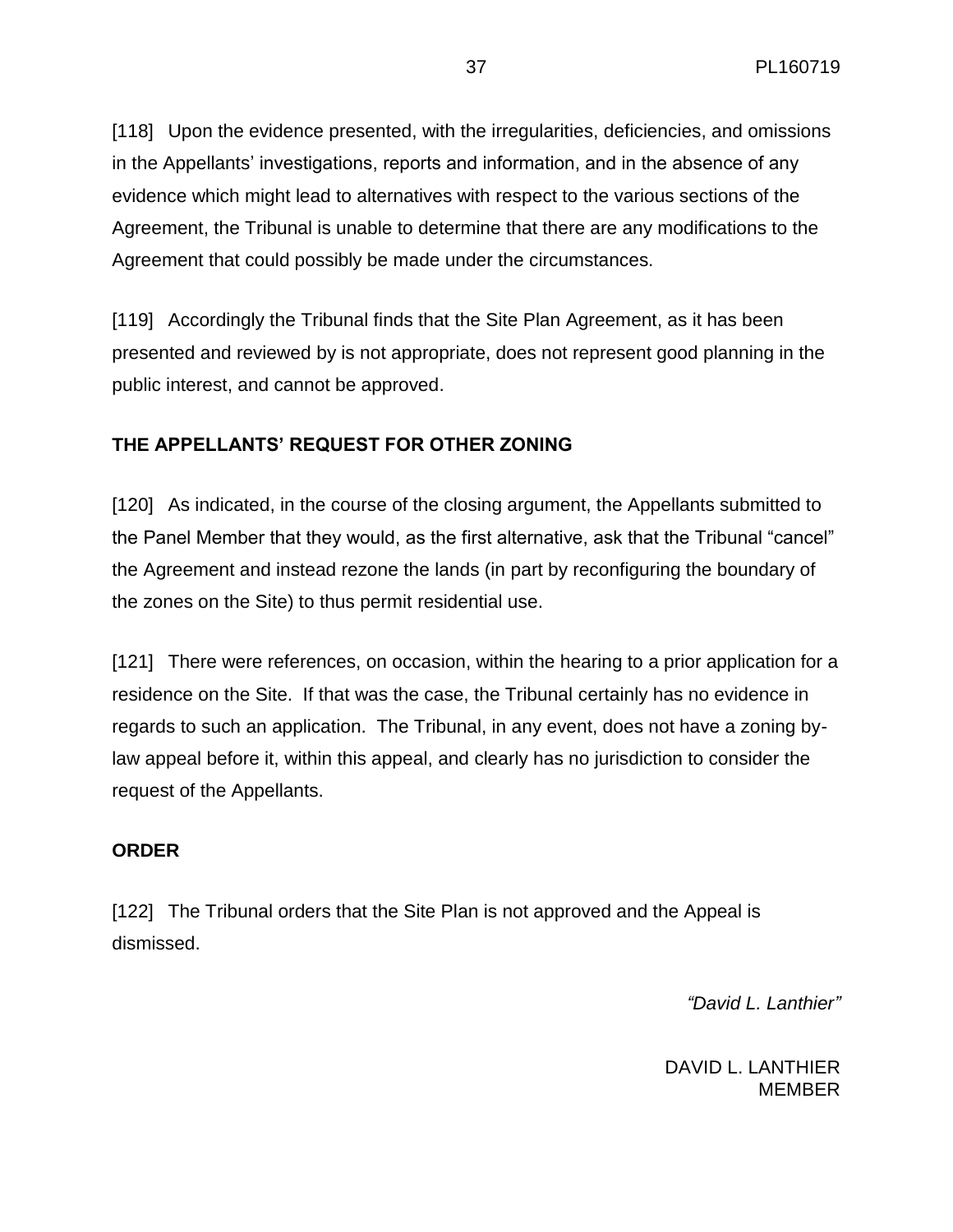[118] Upon the evidence presented, with the irregularities, deficiencies, and omissions in the Appellants' investigations, reports and information, and in the absence of any evidence which might lead to alternatives with respect to the various sections of the Agreement, the Tribunal is unable to determine that there are any modifications to the Agreement that could possibly be made under the circumstances.

[119] Accordingly the Tribunal finds that the Site Plan Agreement, as it has been presented and reviewed by is not appropriate, does not represent good planning in the public interest, and cannot be approved.

**THE APPELLANTS' REQUEST FOR OTHER ZONING**

[120] As indicated, in the course of the closing argument, the Appellants submitted to the Panel Member that they would, as the first alternative, ask that the Tribunal "cancel" the Agreement and instead rezone the lands (in part by reconfiguring the boundary of the zones on the Site) to thus permit residential use.

[121] There were references, on occasion, within the hearing to a prior application for a residence on the Site. If that was the case, the Tribunal certainly has no evidence in regards to such an application. The Tribunal, in any event, does not have a zoning by-law appeal before it, within this appeal, and clearly has no jurisdiction to consider the request of the Appellants.

**ORDER**

[122] The Tribunal orders that the Site Plan is not approved and the Appeal is dismissed.

*"David L. Lanthier"*

DAVID L. LANTHIER
MEMBER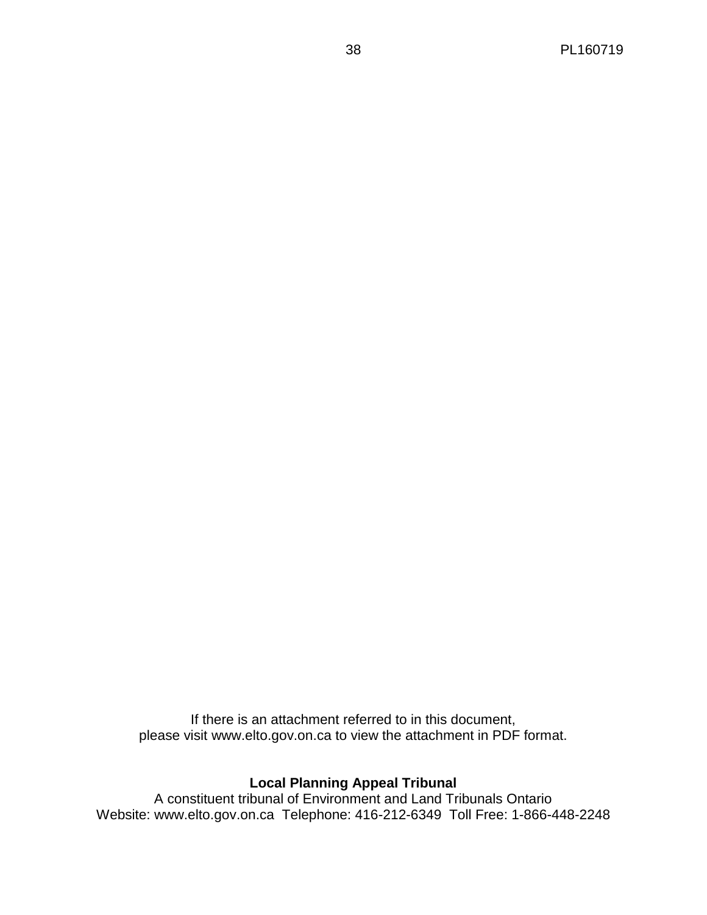If there is an attachment referred to in this document,
please visit www.elto.gov.on.ca to view the attachment in PDF format.

**Local Planning Appeal Tribunal**
A constituent tribunal of Environment and Land Tribunals Ontario
Website: www.elto.gov.on.ca Telephone: 416-212-6349 Toll Free: 1-866-448-2248